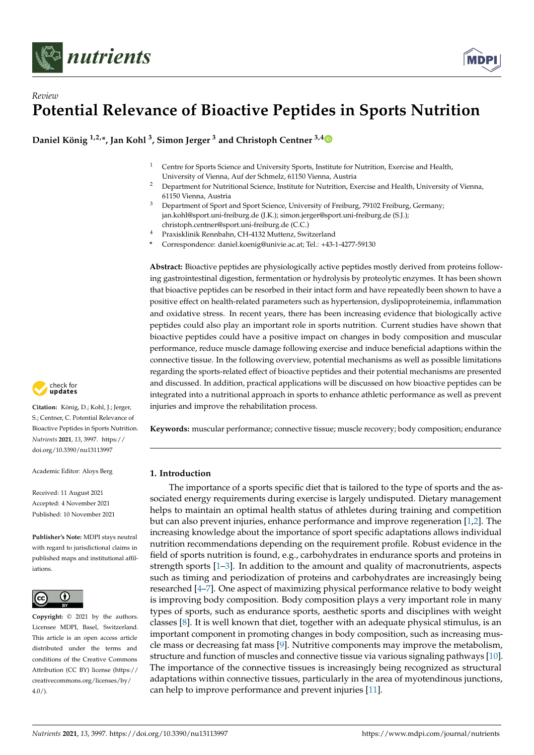*Review*

# Potential Relevance of Bioactive Peptides in Sports Nutrition

**Daniel König [1,2,*], Jan Kohl [3], Simon Jerger [3] and Christoph Centner [3,4]**

[1] Centre for Sports Science and University Sports, Institute for Nutrition, Exercise and Health, University of Vienna, Auf der Schmelz, 61150 Vienna, Austria
[2] Department for Nutritional Science, Institute for Nutrition, Exercise and Health, University of Vienna, 61150 Vienna, Austria
[3] Department of Sport and Sport Science, University of Freiburg, 79102 Freiburg, Germany; jan.kohl@sport.uni-freiburg.de (J.K.); simon.jerger@sport.uni-freiburg.de (S.J.); christoph.centner@sport.uni-freiburg.de (C.C.)
[4] Praxisklinik Rennbahn, CH-4132 Muttenz, Switzerland
* Correspondence: daniel.koenig@univie.ac.at; Tel.: +43-1-4277-59130

**Citation:** König, D.; Kohl, J.; Jerger, S.; Centner, C. Potential Relevance of Bioactive Peptides in Sports Nutrition. *Nutrients* **2021**, *13*, 3997. https://doi.org/10.3390/nu13113997

Academic Editor: Aloys Berg

Received: 11 August 2021
Accepted: 4 November 2021
Published: 10 November 2021

**Publisher's Note:** MDPI stays neutral with regard to jurisdictional claims in published maps and institutional affiliations.

**Copyright:** © 2021 by the authors. Licensee MDPI, Basel, Switzerland. This article is an open access article distributed under the terms and conditions of the Creative Commons Attribution (CC BY) license (https://creativecommons.org/licenses/by/4.0/).

**Abstract:** Bioactive peptides are physiologically active peptides mostly derived from proteins following gastrointestinal digestion, fermentation or hydrolysis by proteolytic enzymes. It has been shown that bioactive peptides can be resorbed in their intact form and have repeatedly been shown to have a positive effect on health-related parameters such as hypertension, dyslipoproteinemia, inflammation and oxidative stress. In recent years, there has been increasing evidence that biologically active peptides could also play an important role in sports nutrition. Current studies have shown that bioactive peptides could have a positive impact on changes in body composition and muscular performance, reduce muscle damage following exercise and induce beneficial adaptions within the connective tissue. In the following overview, potential mechanisms as well as possible limitations regarding the sports-related effect of bioactive peptides and their potential mechanisms are presented and discussed. In addition, practical applications will be discussed on how bioactive peptides can be integrated into a nutritional approach in sports to enhance athletic performance as well as prevent injuries and improve the rehabilitation process.

**Keywords:** muscular performance; connective tissue; muscle recovery; body composition; endurance

## 1. Introduction

The importance of a sports specific diet that is tailored to the type of sports and the associated energy requirements during exercise is largely undisputed. Dietary management helps to maintain an optimal health status of athletes during training and competition but can also prevent injuries, enhance performance and improve regeneration [1,2]. The increasing knowledge about the importance of sport specific adaptations allows individual nutrition recommendations depending on the requirement profile. Robust evidence in the field of sports nutrition is found, e.g., carbohydrates in endurance sports and proteins in strength sports [1–3]. In addition to the amount and quality of macronutrients, aspects such as timing and periodization of proteins and carbohydrates are increasingly being researched [4–7]. One aspect of maximizing physical performance relative to body weight is improving body composition. Body composition plays a very important role in many types of sports, such as endurance sports, aesthetic sports and disciplines with weight classes [8]. It is well known that diet, together with an adequate physical stimulus, is an important component in promoting changes in body composition, such as increasing muscle mass or decreasing fat mass [9]. Nutritive components may improve the metabolism, structure and function of muscles and connective tissue via various signaling pathways [10]. The importance of the connective tissues is increasingly being recognized as structural adaptations within connective tissues, particularly in the area of myotendinous junctions, can help to improve performance and prevent injuries [11].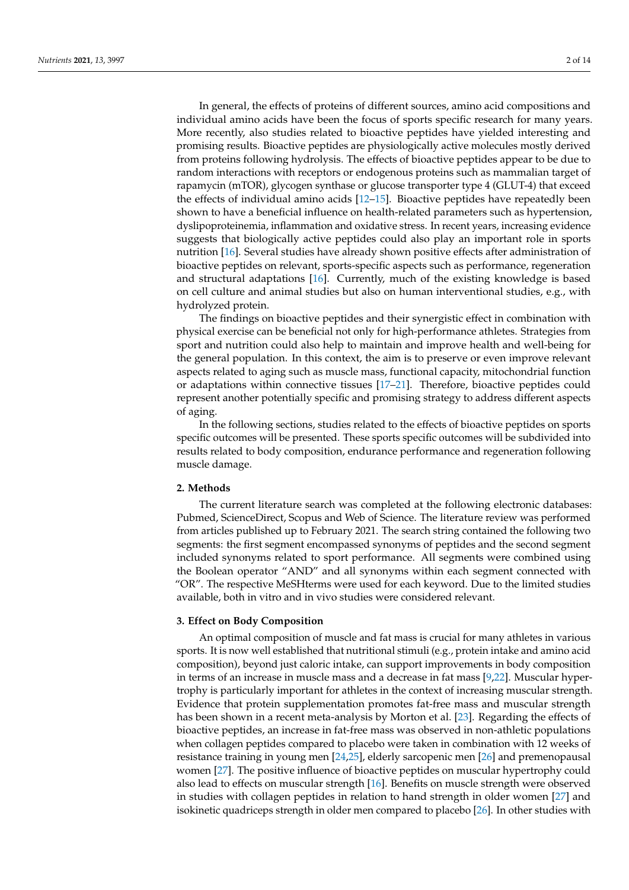In general, the effects of proteins of different sources, amino acid compositions and individual amino acids have been the focus of sports specific research for many years. More recently, also studies related to bioactive peptides have yielded interesting and promising results. Bioactive peptides are physiologically active molecules mostly derived from proteins following hydrolysis. The effects of bioactive peptides appear to be due to random interactions with receptors or endogenous proteins such as mammalian target of rapamycin (mTOR), glycogen synthase or glucose transporter type 4 (GLUT-4) that exceed the effects of individual amino acids [12–15]. Bioactive peptides have repeatedly been shown to have a beneficial influence on health-related parameters such as hypertension, dyslipoproteinemia, inflammation and oxidative stress. In recent years, increasing evidence suggests that biologically active peptides could also play an important role in sports nutrition [16]. Several studies have already shown positive effects after administration of bioactive peptides on relevant, sports-specific aspects such as performance, regeneration and structural adaptations [16]. Currently, much of the existing knowledge is based on cell culture and animal studies but also on human interventional studies, e.g., with hydrolyzed protein.

The findings on bioactive peptides and their synergistic effect in combination with physical exercise can be beneficial not only for high-performance athletes. Strategies from sport and nutrition could also help to maintain and improve health and well-being for the general population. In this context, the aim is to preserve or even improve relevant aspects related to aging such as muscle mass, functional capacity, mitochondrial function or adaptations within connective tissues [17–21]. Therefore, bioactive peptides could represent another potentially specific and promising strategy to address different aspects of aging.

In the following sections, studies related to the effects of bioactive peptides on sports specific outcomes will be presented. These sports specific outcomes will be subdivided into results related to body composition, endurance performance and regeneration following muscle damage.

## 2. Methods

The current literature search was completed at the following electronic databases: Pubmed, ScienceDirect, Scopus and Web of Science. The literature review was performed from articles published up to February 2021. The search string contained the following two segments: the first segment encompassed synonyms of peptides and the second segment included synonyms related to sport performance. All segments were combined using the Boolean operator "AND" and all synonyms within each segment connected with "OR". The respective MeSHterms were used for each keyword. Due to the limited studies available, both in vitro and in vivo studies were considered relevant.

## 3. Effect on Body Composition

An optimal composition of muscle and fat mass is crucial for many athletes in various sports. It is now well established that nutritional stimuli (e.g., protein intake and amino acid composition), beyond just caloric intake, can support improvements in body composition in terms of an increase in muscle mass and a decrease in fat mass [9,22]. Muscular hypertrophy is particularly important for athletes in the context of increasing muscular strength. Evidence that protein supplementation promotes fat-free mass and muscular strength has been shown in a recent meta-analysis by Morton et al. [23]. Regarding the effects of bioactive peptides, an increase in fat-free mass was observed in non-athletic populations when collagen peptides compared to placebo were taken in combination with 12 weeks of resistance training in young men [24,25], elderly sarcopenic men [26] and premenopausal women [27]. The positive influence of bioactive peptides on muscular hypertrophy could also lead to effects on muscular strength [16]. Benefits on muscle strength were observed in studies with collagen peptides in relation to hand strength in older women [27] and isokinetic quadriceps strength in older men compared to placebo [26]. In other studies with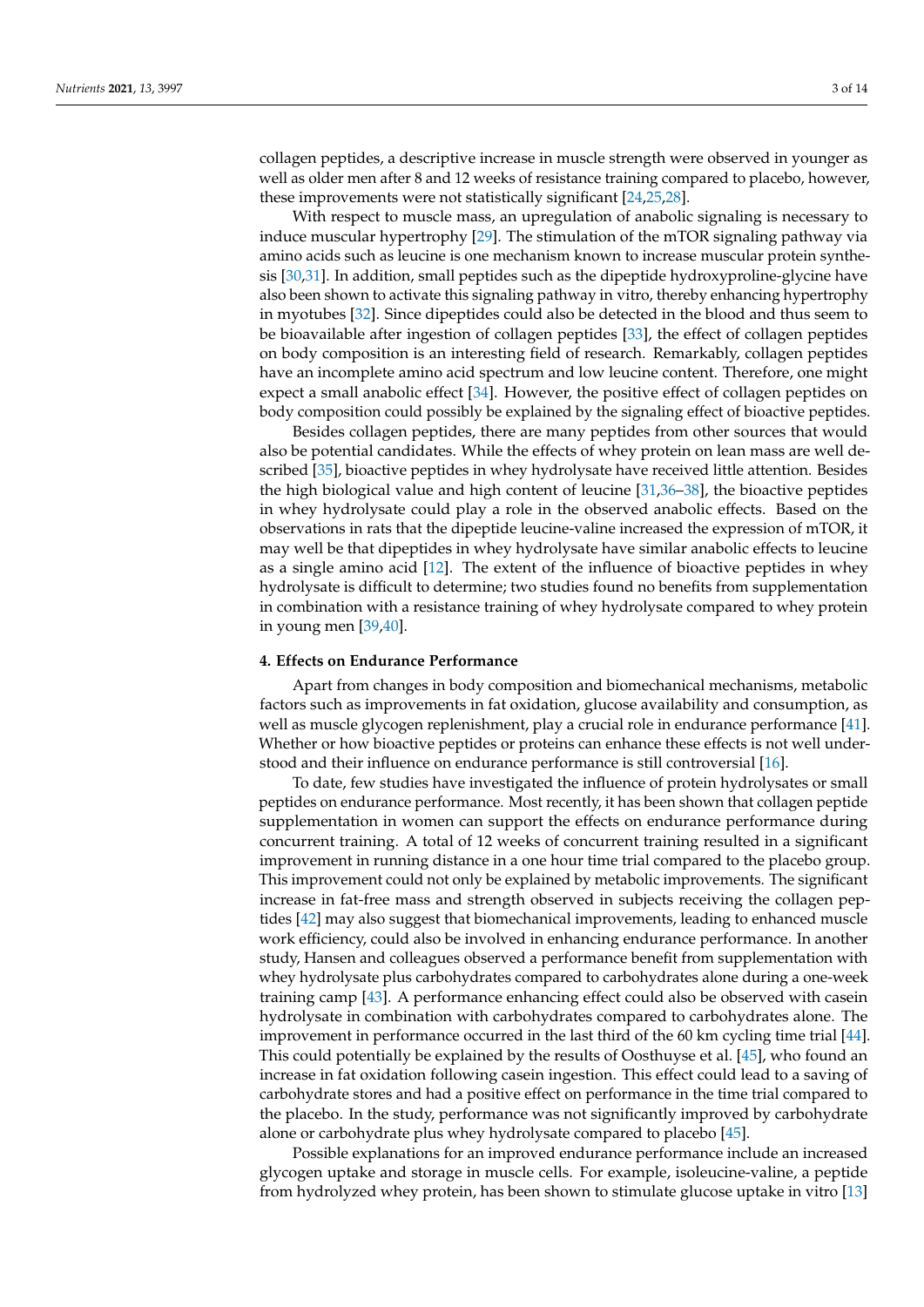collagen peptides, a descriptive increase in muscle strength were observed in younger as well as older men after 8 and 12 weeks of resistance training compared to placebo, however, these improvements were not statistically significant [24,25,28].

With respect to muscle mass, an upregulation of anabolic signaling is necessary to induce muscular hypertrophy [29]. The stimulation of the mTOR signaling pathway via amino acids such as leucine is one mechanism known to increase muscular protein synthesis [30,31]. In addition, small peptides such as the dipeptide hydroxyproline-glycine have also been shown to activate this signaling pathway in vitro, thereby enhancing hypertrophy in myotubes [32]. Since dipeptides could also be detected in the blood and thus seem to be bioavailable after ingestion of collagen peptides [33], the effect of collagen peptides on body composition is an interesting field of research. Remarkably, collagen peptides have an incomplete amino acid spectrum and low leucine content. Therefore, one might expect a small anabolic effect [34]. However, the positive effect of collagen peptides on body composition could possibly be explained by the signaling effect of bioactive peptides.

Besides collagen peptides, there are many peptides from other sources that would also be potential candidates. While the effects of whey protein on lean mass are well described [35], bioactive peptides in whey hydrolysate have received little attention. Besides the high biological value and high content of leucine [31,36–38], the bioactive peptides in whey hydrolysate could play a role in the observed anabolic effects. Based on the observations in rats that the dipeptide leucine-valine increased the expression of mTOR, it may well be that dipeptides in whey hydrolysate have similar anabolic effects to leucine as a single amino acid [12]. The extent of the influence of bioactive peptides in whey hydrolysate is difficult to determine; two studies found no benefits from supplementation in combination with a resistance training of whey hydrolysate compared to whey protein in young men [39,40].

## 4. Effects on Endurance Performance

Apart from changes in body composition and biomechanical mechanisms, metabolic factors such as improvements in fat oxidation, glucose availability and consumption, as well as muscle glycogen replenishment, play a crucial role in endurance performance [41]. Whether or how bioactive peptides or proteins can enhance these effects is not well understood and their influence on endurance performance is still controversial [16].

To date, few studies have investigated the influence of protein hydrolysates or small peptides on endurance performance. Most recently, it has been shown that collagen peptide supplementation in women can support the effects on endurance performance during concurrent training. A total of 12 weeks of concurrent training resulted in a significant improvement in running distance in a one hour time trial compared to the placebo group. This improvement could not only be explained by metabolic improvements. The significant increase in fat-free mass and strength observed in subjects receiving the collagen peptides [42] may also suggest that biomechanical improvements, leading to enhanced muscle work efficiency, could also be involved in enhancing endurance performance. In another study, Hansen and colleagues observed a performance benefit from supplementation with whey hydrolysate plus carbohydrates compared to carbohydrates alone during a one-week training camp [43]. A performance enhancing effect could also be observed with casein hydrolysate in combination with carbohydrates compared to carbohydrates alone. The improvement in performance occurred in the last third of the 60 km cycling time trial [44]. This could potentially be explained by the results of Oosthuyse et al. [45], who found an increase in fat oxidation following casein ingestion. This effect could lead to a saving of carbohydrate stores and had a positive effect on performance in the time trial compared to the placebo. In the study, performance was not significantly improved by carbohydrate alone or carbohydrate plus whey hydrolysate compared to placebo [45].

Possible explanations for an improved endurance performance include an increased glycogen uptake and storage in muscle cells. For example, isoleucine-valine, a peptide from hydrolyzed whey protein, has been shown to stimulate glucose uptake in vitro [13]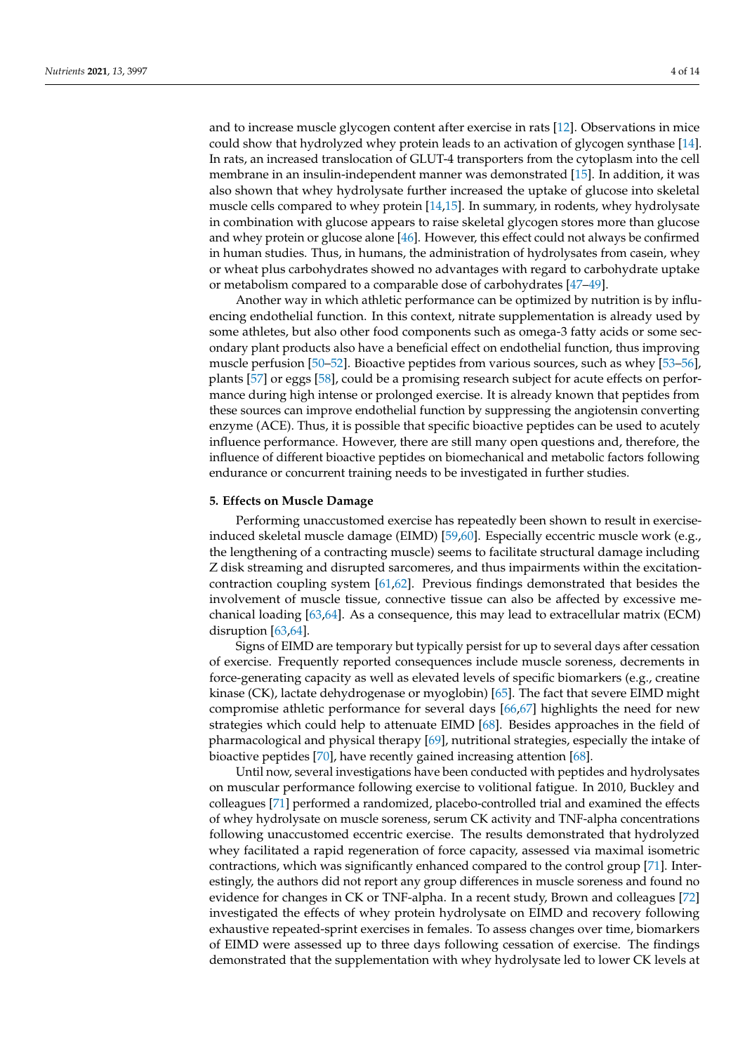and to increase muscle glycogen content after exercise in rats [12]. Observations in mice could show that hydrolyzed whey protein leads to an activation of glycogen synthase [14]. In rats, an increased translocation of GLUT-4 transporters from the cytoplasm into the cell membrane in an insulin-independent manner was demonstrated [15]. In addition, it was also shown that whey hydrolysate further increased the uptake of glucose into skeletal muscle cells compared to whey protein [14,15]. In summary, in rodents, whey hydrolysate in combination with glucose appears to raise skeletal glycogen stores more than glucose and whey protein or glucose alone [46]. However, this effect could not always be confirmed in human studies. Thus, in humans, the administration of hydrolysates from casein, whey or wheat plus carbohydrates showed no advantages with regard to carbohydrate uptake or metabolism compared to a comparable dose of carbohydrates [47–49].

Another way in which athletic performance can be optimized by nutrition is by influencing endothelial function. In this context, nitrate supplementation is already used by some athletes, but also other food components such as omega-3 fatty acids or some secondary plant products also have a beneficial effect on endothelial function, thus improving muscle perfusion [50–52]. Bioactive peptides from various sources, such as whey [53–56], plants [57] or eggs [58], could be a promising research subject for acute effects on performance during high intense or prolonged exercise. It is already known that peptides from these sources can improve endothelial function by suppressing the angiotensin converting enzyme (ACE). Thus, it is possible that specific bioactive peptides can be used to acutely influence performance. However, there are still many open questions and, therefore, the influence of different bioactive peptides on biomechanical and metabolic factors following endurance or concurrent training needs to be investigated in further studies.

## 5. Effects on Muscle Damage

Performing unaccustomed exercise has repeatedly been shown to result in exercise-induced skeletal muscle damage (EIMD) [59,60]. Especially eccentric muscle work (e.g., the lengthening of a contracting muscle) seems to facilitate structural damage including Z disk streaming and disrupted sarcomeres, and thus impairments within the excitation-contraction coupling system [61,62]. Previous findings demonstrated that besides the involvement of muscle tissue, connective tissue can also be affected by excessive mechanical loading [63,64]. As a consequence, this may lead to extracellular matrix (ECM) disruption [63,64].

Signs of EIMD are temporary but typically persist for up to several days after cessation of exercise. Frequently reported consequences include muscle soreness, decrements in force-generating capacity as well as elevated levels of specific biomarkers (e.g., creatine kinase (CK), lactate dehydrogenase or myoglobin) [65]. The fact that severe EIMD might compromise athletic performance for several days [66,67] highlights the need for new strategies which could help to attenuate EIMD [68]. Besides approaches in the field of pharmacological and physical therapy [69], nutritional strategies, especially the intake of bioactive peptides [70], have recently gained increasing attention [68].

Until now, several investigations have been conducted with peptides and hydrolysates on muscular performance following exercise to volitional fatigue. In 2010, Buckley and colleagues [71] performed a randomized, placebo-controlled trial and examined the effects of whey hydrolysate on muscle soreness, serum CK activity and TNF-alpha concentrations following unaccustomed eccentric exercise. The results demonstrated that hydrolyzed whey facilitated a rapid regeneration of force capacity, assessed via maximal isometric contractions, which was significantly enhanced compared to the control group [71]. Interestingly, the authors did not report any group differences in muscle soreness and found no evidence for changes in CK or TNF-alpha. In a recent study, Brown and colleagues [72] investigated the effects of whey protein hydrolysate on EIMD and recovery following exhaustive repeated-sprint exercises in females. To assess changes over time, biomarkers of EIMD were assessed up to three days following cessation of exercise. The findings demonstrated that the supplementation with whey hydrolysate led to lower CK levels at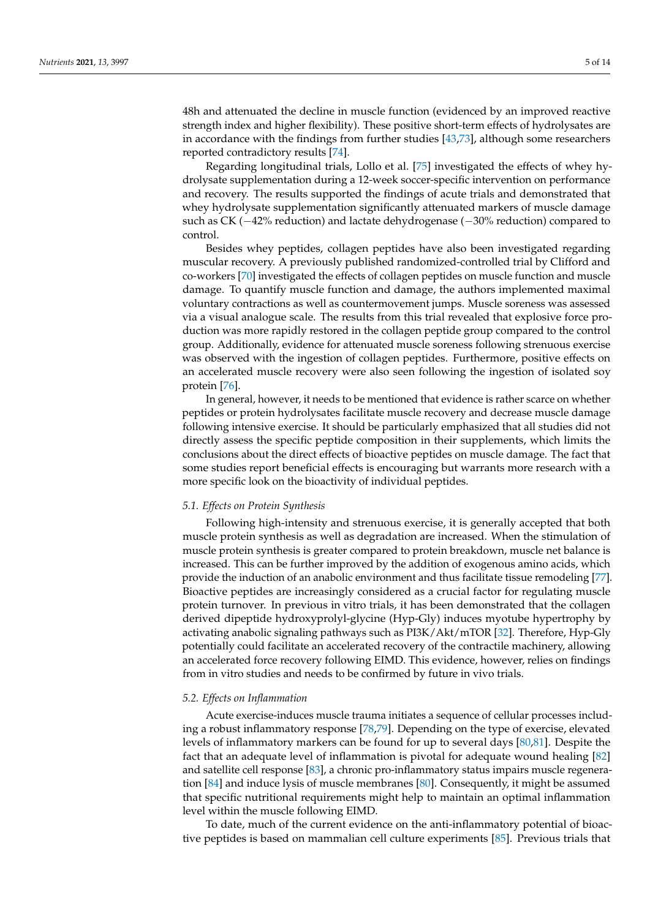48h and attenuated the decline in muscle function (evidenced by an improved reactive strength index and higher flexibility). These positive short-term effects of hydrolysates are in accordance with the findings from further studies [43,73], although some researchers reported contradictory results [74].

Regarding longitudinal trials, Lollo et al. [75] investigated the effects of whey hydrolysate supplementation during a 12-week soccer-specific intervention on performance and recovery. The results supported the findings of acute trials and demonstrated that whey hydrolysate supplementation significantly attenuated markers of muscle damage such as CK (−42% reduction) and lactate dehydrogenase (−30% reduction) compared to control.

Besides whey peptides, collagen peptides have also been investigated regarding muscular recovery. A previously published randomized-controlled trial by Clifford and co-workers [70] investigated the effects of collagen peptides on muscle function and muscle damage. To quantify muscle function and damage, the authors implemented maximal voluntary contractions as well as countermovement jumps. Muscle soreness was assessed via a visual analogue scale. The results from this trial revealed that explosive force production was more rapidly restored in the collagen peptide group compared to the control group. Additionally, evidence for attenuated muscle soreness following strenuous exercise was observed with the ingestion of collagen peptides. Furthermore, positive effects on an accelerated muscle recovery were also seen following the ingestion of isolated soy protein [76].

In general, however, it needs to be mentioned that evidence is rather scarce on whether peptides or protein hydrolysates facilitate muscle recovery and decrease muscle damage following intensive exercise. It should be particularly emphasized that all studies did not directly assess the specific peptide composition in their supplements, which limits the conclusions about the direct effects of bioactive peptides on muscle damage. The fact that some studies report beneficial effects is encouraging but warrants more research with a more specific look on the bioactivity of individual peptides.

### 5.1. Effects on Protein Synthesis

Following high-intensity and strenuous exercise, it is generally accepted that both muscle protein synthesis as well as degradation are increased. When the stimulation of muscle protein synthesis is greater compared to protein breakdown, muscle net balance is increased. This can be further improved by the addition of exogenous amino acids, which provide the induction of an anabolic environment and thus facilitate tissue remodeling [77]. Bioactive peptides are increasingly considered as a crucial factor for regulating muscle protein turnover. In previous in vitro trials, it has been demonstrated that the collagen derived dipeptide hydroxyprolyl-glycine (Hyp-Gly) induces myotube hypertrophy by activating anabolic signaling pathways such as PI3K/Akt/mTOR [32]. Therefore, Hyp-Gly potentially could facilitate an accelerated recovery of the contractile machinery, allowing an accelerated force recovery following EIMD. This evidence, however, relies on findings from in vitro studies and needs to be confirmed by future in vivo trials.

### 5.2. Effects on Inflammation

Acute exercise-induces muscle trauma initiates a sequence of cellular processes including a robust inflammatory response [78,79]. Depending on the type of exercise, elevated levels of inflammatory markers can be found for up to several days [80,81]. Despite the fact that an adequate level of inflammation is pivotal for adequate wound healing [82] and satellite cell response [83], a chronic pro-inflammatory status impairs muscle regeneration [84] and induce lysis of muscle membranes [80]. Consequently, it might be assumed that specific nutritional requirements might help to maintain an optimal inflammation level within the muscle following EIMD.

To date, much of the current evidence on the anti-inflammatory potential of bioactive peptides is based on mammalian cell culture experiments [85]. Previous trials that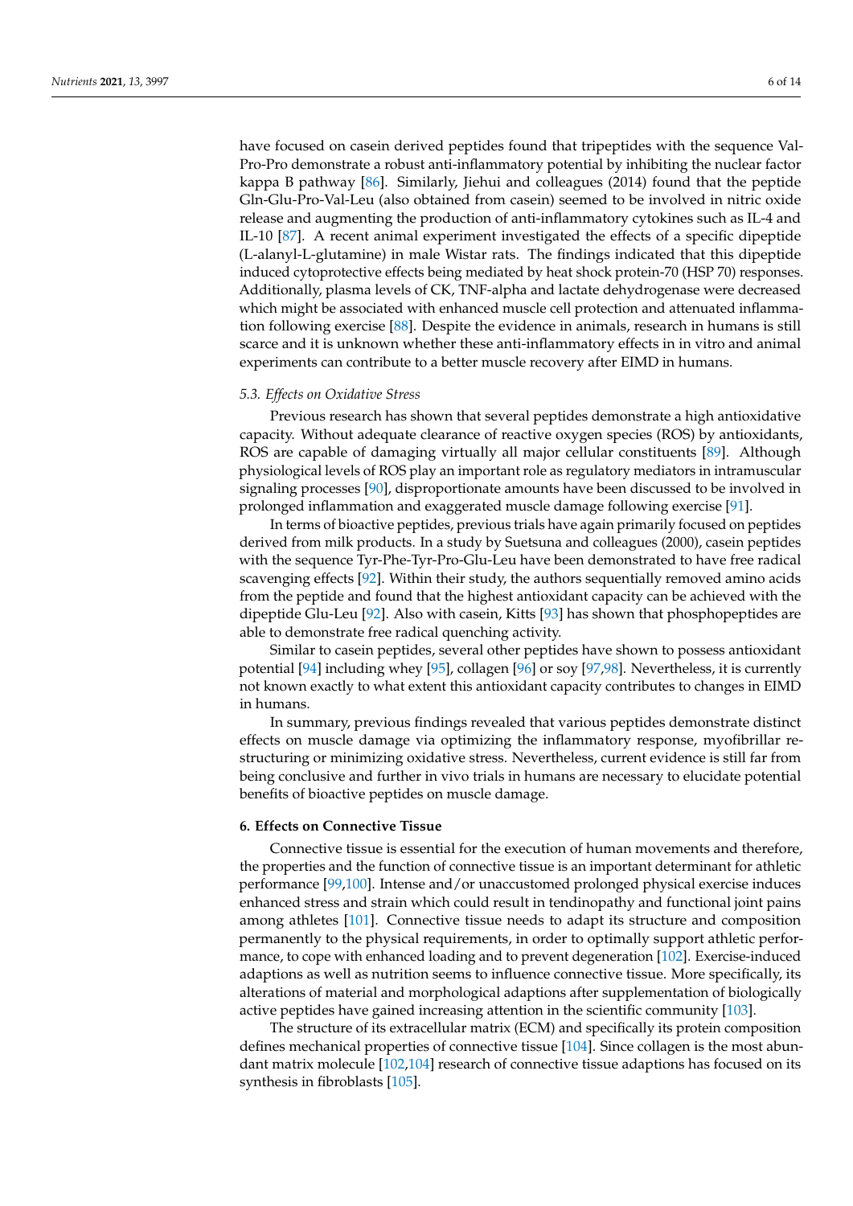have focused on casein derived peptides found that tripeptides with the sequence Val-Pro-Pro demonstrate a robust anti-inflammatory potential by inhibiting the nuclear factor kappa B pathway [86]. Similarly, Jiehui and colleagues (2014) found that the peptide Gln-Glu-Pro-Val-Leu (also obtained from casein) seemed to be involved in nitric oxide release and augmenting the production of anti-inflammatory cytokines such as IL-4 and IL-10 [87]. A recent animal experiment investigated the effects of a specific dipeptide (L-alanyl-L-glutamine) in male Wistar rats. The findings indicated that this dipeptide induced cytoprotective effects being mediated by heat shock protein-70 (HSP 70) responses. Additionally, plasma levels of CK, TNF-alpha and lactate dehydrogenase were decreased which might be associated with enhanced muscle cell protection and attenuated inflammation following exercise [88]. Despite the evidence in animals, research in humans is still scarce and it is unknown whether these anti-inflammatory effects in in vitro and animal experiments can contribute to a better muscle recovery after EIMD in humans.

### 5.3. Effects on Oxidative Stress

Previous research has shown that several peptides demonstrate a high antioxidative capacity. Without adequate clearance of reactive oxygen species (ROS) by antioxidants, ROS are capable of damaging virtually all major cellular constituents [89]. Although physiological levels of ROS play an important role as regulatory mediators in intramuscular signaling processes [90], disproportionate amounts have been discussed to be involved in prolonged inflammation and exaggerated muscle damage following exercise [91].

In terms of bioactive peptides, previous trials have again primarily focused on peptides derived from milk products. In a study by Suetsuna and colleagues (2000), casein peptides with the sequence Tyr-Phe-Tyr-Pro-Glu-Leu have been demonstrated to have free radical scavenging effects [92]. Within their study, the authors sequentially removed amino acids from the peptide and found that the highest antioxidant capacity can be achieved with the dipeptide Glu-Leu [92]. Also with casein, Kitts [93] has shown that phosphopeptides are able to demonstrate free radical quenching activity.

Similar to casein peptides, several other peptides have shown to possess antioxidant potential [94] including whey [95], collagen [96] or soy [97,98]. Nevertheless, it is currently not known exactly to what extent this antioxidant capacity contributes to changes in EIMD in humans.

In summary, previous findings revealed that various peptides demonstrate distinct effects on muscle damage via optimizing the inflammatory response, myofibrillar restructuring or minimizing oxidative stress. Nevertheless, current evidence is still far from being conclusive and further in vivo trials in humans are necessary to elucidate potential benefits of bioactive peptides on muscle damage.

## 6. Effects on Connective Tissue

Connective tissue is essential for the execution of human movements and therefore, the properties and the function of connective tissue is an important determinant for athletic performance [99,100]. Intense and/or unaccustomed prolonged physical exercise induces enhanced stress and strain which could result in tendinopathy and functional joint pains among athletes [101]. Connective tissue needs to adapt its structure and composition permanently to the physical requirements, in order to optimally support athletic performance, to cope with enhanced loading and to prevent degeneration [102]. Exercise-induced adaptions as well as nutrition seems to influence connective tissue. More specifically, its alterations of material and morphological adaptions after supplementation of biologically active peptides have gained increasing attention in the scientific community [103].

The structure of its extracellular matrix (ECM) and specifically its protein composition defines mechanical properties of connective tissue [104]. Since collagen is the most abundant matrix molecule [102,104] research of connective tissue adaptions has focused on its synthesis in fibroblasts [105].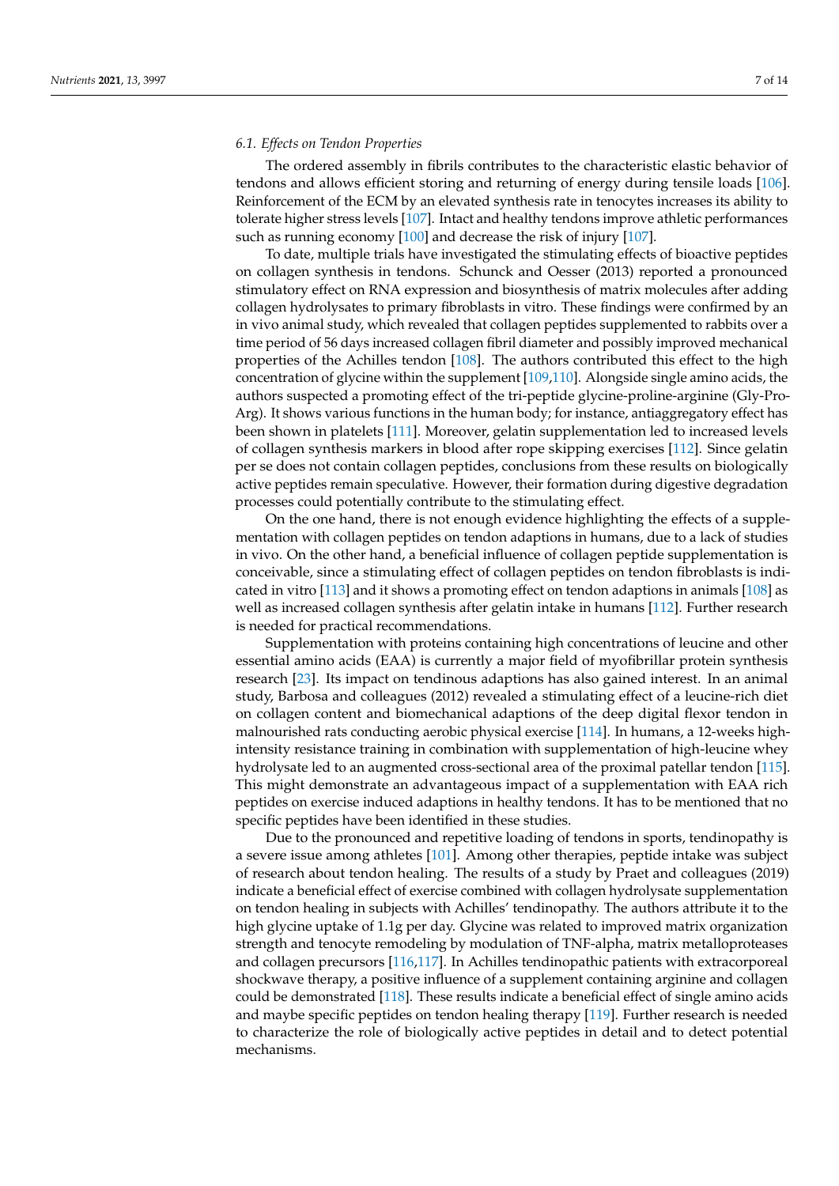### 6.1. Effects on Tendon Properties

The ordered assembly in fibrils contributes to the characteristic elastic behavior of tendons and allows efficient storing and returning of energy during tensile loads [106]. Reinforcement of the ECM by an elevated synthesis rate in tenocytes increases its ability to tolerate higher stress levels [107]. Intact and healthy tendons improve athletic performances such as running economy [100] and decrease the risk of injury [107].

To date, multiple trials have investigated the stimulating effects of bioactive peptides on collagen synthesis in tendons. Schunck and Oesser (2013) reported a pronounced stimulatory effect on RNA expression and biosynthesis of matrix molecules after adding collagen hydrolysates to primary fibroblasts in vitro. These findings were confirmed by an in vivo animal study, which revealed that collagen peptides supplemented to rabbits over a time period of 56 days increased collagen fibril diameter and possibly improved mechanical properties of the Achilles tendon [108]. The authors contributed this effect to the high concentration of glycine within the supplement [109,110]. Alongside single amino acids, the authors suspected a promoting effect of the tri-peptide glycine-proline-arginine (Gly-Pro-Arg). It shows various functions in the human body; for instance, antiaggregatory effect has been shown in platelets [111]. Moreover, gelatin supplementation led to increased levels of collagen synthesis markers in blood after rope skipping exercises [112]. Since gelatin per se does not contain collagen peptides, conclusions from these results on biologically active peptides remain speculative. However, their formation during digestive degradation processes could potentially contribute to the stimulating effect.

On the one hand, there is not enough evidence highlighting the effects of a supplementation with collagen peptides on tendon adaptions in humans, due to a lack of studies in vivo. On the other hand, a beneficial influence of collagen peptide supplementation is conceivable, since a stimulating effect of collagen peptides on tendon fibroblasts is indicated in vitro [113] and it shows a promoting effect on tendon adaptions in animals [108] as well as increased collagen synthesis after gelatin intake in humans [112]. Further research is needed for practical recommendations.

Supplementation with proteins containing high concentrations of leucine and other essential amino acids (EAA) is currently a major field of myofibrillar protein synthesis research [23]. Its impact on tendinous adaptions has also gained interest. In an animal study, Barbosa and colleagues (2012) revealed a stimulating effect of a leucine-rich diet on collagen content and biomechanical adaptions of the deep digital flexor tendon in malnourished rats conducting aerobic physical exercise [114]. In humans, a 12-weeks high-intensity resistance training in combination with supplementation of high-leucine whey hydrolysate led to an augmented cross-sectional area of the proximal patellar tendon [115]. This might demonstrate an advantageous impact of a supplementation with EAA rich peptides on exercise induced adaptions in healthy tendons. It has to be mentioned that no specific peptides have been identified in these studies.

Due to the pronounced and repetitive loading of tendons in sports, tendinopathy is a severe issue among athletes [101]. Among other therapies, peptide intake was subject of research about tendon healing. The results of a study by Praet and colleagues (2019) indicate a beneficial effect of exercise combined with collagen hydrolysate supplementation on tendon healing in subjects with Achilles' tendinopathy. The authors attribute it to the high glycine uptake of 1.1g per day. Glycine was related to improved matrix organization strength and tenocyte remodeling by modulation of TNF-alpha, matrix metalloproteases and collagen precursors [116,117]. In Achilles tendinopathic patients with extracorporeal shockwave therapy, a positive influence of a supplement containing arginine and collagen could be demonstrated [118]. These results indicate a beneficial effect of single amino acids and maybe specific peptides on tendon healing therapy [119]. Further research is needed to characterize the role of biologically active peptides in detail and to detect potential mechanisms.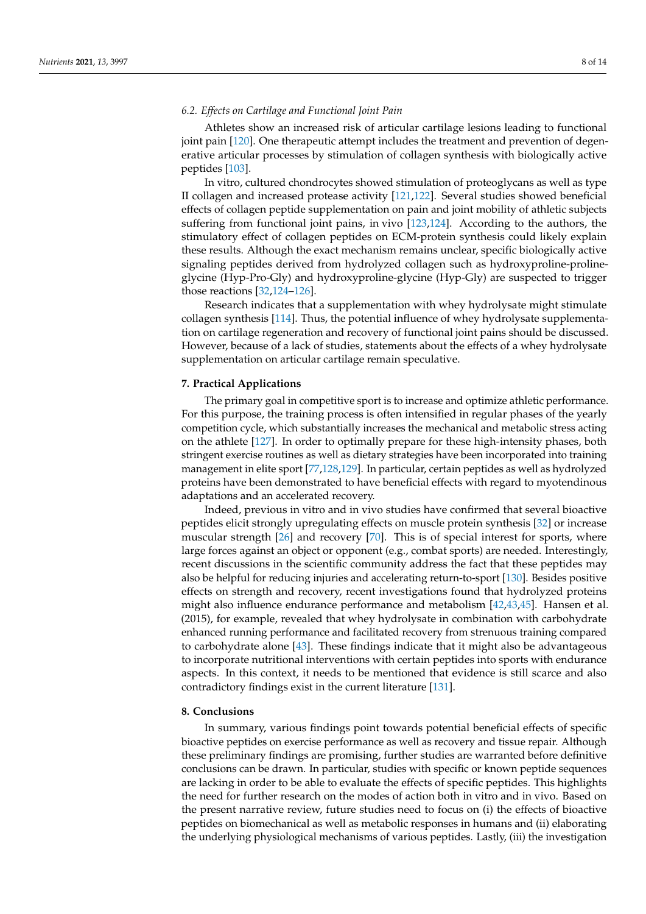### 6.2. Effects on Cartilage and Functional Joint Pain

Athletes show an increased risk of articular cartilage lesions leading to functional joint pain [120]. One therapeutic attempt includes the treatment and prevention of degenerative articular processes by stimulation of collagen synthesis with biologically active peptides [103].

In vitro, cultured chondrocytes showed stimulation of proteoglycans as well as type II collagen and increased protease activity [121,122]. Several studies showed beneficial effects of collagen peptide supplementation on pain and joint mobility of athletic subjects suffering from functional joint pains, in vivo [123,124]. According to the authors, the stimulatory effect of collagen peptides on ECM-protein synthesis could likely explain these results. Although the exact mechanism remains unclear, specific biologically active signaling peptides derived from hydrolyzed collagen such as hydroxyproline-proline-glycine (Hyp-Pro-Gly) and hydroxyproline-glycine (Hyp-Gly) are suspected to trigger those reactions [32,124–126].

Research indicates that a supplementation with whey hydrolysate might stimulate collagen synthesis [114]. Thus, the potential influence of whey hydrolysate supplementation on cartilage regeneration and recovery of functional joint pains should be discussed. However, because of a lack of studies, statements about the effects of a whey hydrolysate supplementation on articular cartilage remain speculative.

## 7. Practical Applications

The primary goal in competitive sport is to increase and optimize athletic performance. For this purpose, the training process is often intensified in regular phases of the yearly competition cycle, which substantially increases the mechanical and metabolic stress acting on the athlete [127]. In order to optimally prepare for these high-intensity phases, both stringent exercise routines as well as dietary strategies have been incorporated into training management in elite sport [77,128,129]. In particular, certain peptides as well as hydrolyzed proteins have been demonstrated to have beneficial effects with regard to myotendinous adaptations and an accelerated recovery.

Indeed, previous in vitro and in vivo studies have confirmed that several bioactive peptides elicit strongly upregulating effects on muscle protein synthesis [32] or increase muscular strength [26] and recovery [70]. This is of special interest for sports, where large forces against an object or opponent (e.g., combat sports) are needed. Interestingly, recent discussions in the scientific community address the fact that these peptides may also be helpful for reducing injuries and accelerating return-to-sport [130]. Besides positive effects on strength and recovery, recent investigations found that hydrolyzed proteins might also influence endurance performance and metabolism [42,43,45]. Hansen et al. (2015), for example, revealed that whey hydrolysate in combination with carbohydrate enhanced running performance and facilitated recovery from strenuous training compared to carbohydrate alone [43]. These findings indicate that it might also be advantageous to incorporate nutritional interventions with certain peptides into sports with endurance aspects. In this context, it needs to be mentioned that evidence is still scarce and also contradictory findings exist in the current literature [131].

## 8. Conclusions

In summary, various findings point towards potential beneficial effects of specific bioactive peptides on exercise performance as well as recovery and tissue repair. Although these preliminary findings are promising, further studies are warranted before definitive conclusions can be drawn. In particular, studies with specific or known peptide sequences are lacking in order to be able to evaluate the effects of specific peptides. This highlights the need for further research on the modes of action both in vitro and in vivo. Based on the present narrative review, future studies need to focus on (i) the effects of bioactive peptides on biomechanical as well as metabolic responses in humans and (ii) elaborating the underlying physiological mechanisms of various peptides. Lastly, (iii) the investigation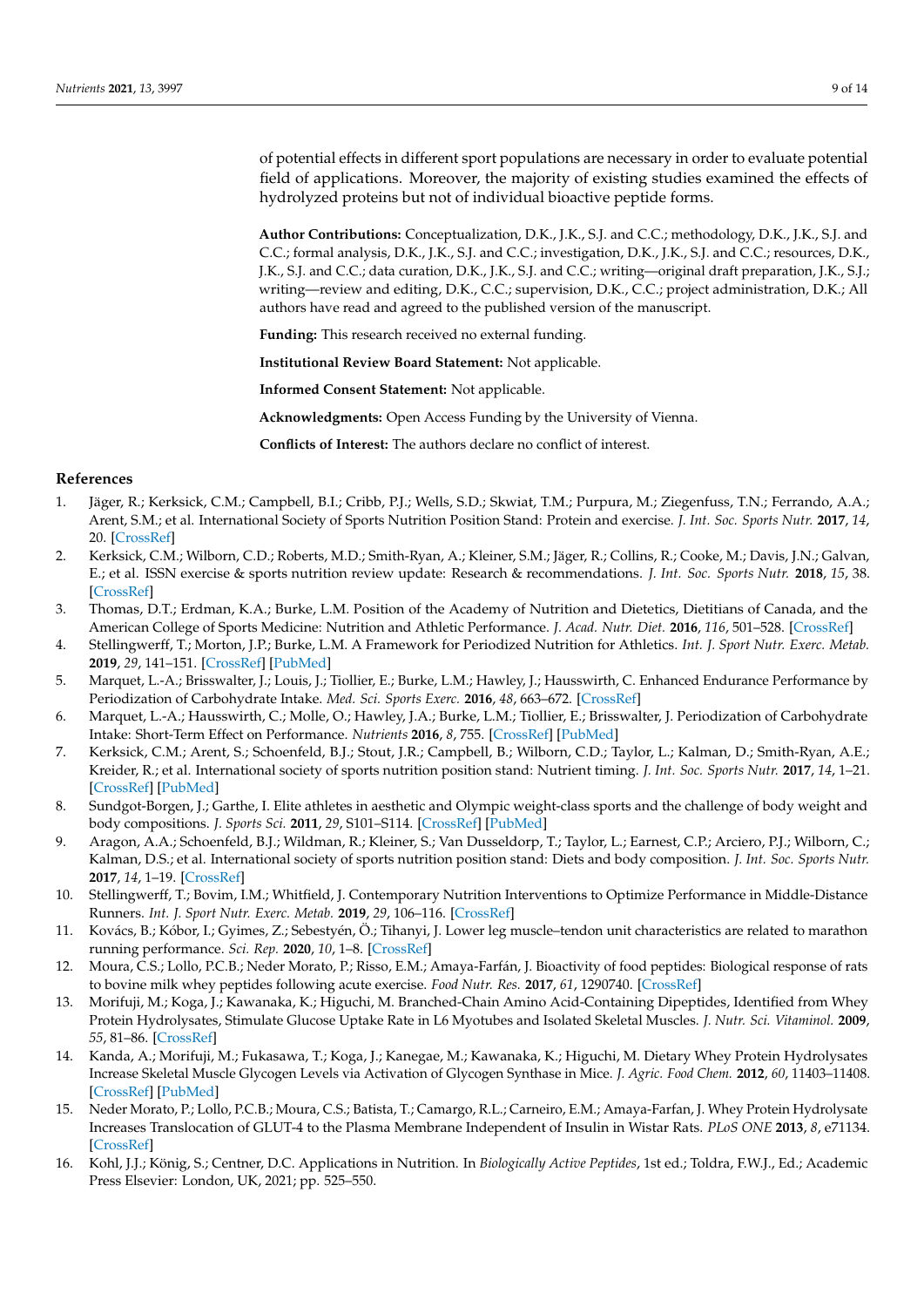of potential effects in different sport populations are necessary in order to evaluate potential field of applications. Moreover, the majority of existing studies examined the effects of hydrolyzed proteins but not of individual bioactive peptide forms.

**Author Contributions:** Conceptualization, D.K., J.K., S.J. and C.C.; methodology, D.K., J.K., S.J. and C.C.; formal analysis, D.K., J.K., S.J. and C.C.; investigation, D.K., J.K., S.J. and C.C.; resources, D.K., J.K., S.J. and C.C.; data curation, D.K., J.K., S.J. and C.C.; writing—original draft preparation, J.K., S.J.; writing—review and editing, D.K., C.C.; supervision, D.K., C.C.; project administration, D.K.; All authors have read and agreed to the published version of the manuscript.

**Funding:** This research received no external funding.

**Institutional Review Board Statement:** Not applicable.

**Informed Consent Statement:** Not applicable.

**Acknowledgments:** Open Access Funding by the University of Vienna.

**Conflicts of Interest:** The authors declare no conflict of interest.

## References

1. Jäger, R.; Kerksick, C.M.; Campbell, B.I.; Cribb, P.J.; Wells, S.D.; Skwiat, T.M.; Purpura, M.; Ziegenfuss, T.N.; Ferrando, A.A.; Arent, S.M.; et al. International Society of Sports Nutrition Position Stand: Protein and exercise. *J. Int. Soc. Sports Nutr.* **2017**, *14*, 20. [CrossRef]
2. Kerksick, C.M.; Wilborn, C.D.; Roberts, M.D.; Smith-Ryan, A.; Kleiner, S.M.; Jäger, R.; Collins, R.; Cooke, M.; Davis, J.N.; Galvan, E.; et al. ISSN exercise & sports nutrition review update: Research & recommendations. *J. Int. Soc. Sports Nutr.* **2018**, *15*, 38. [CrossRef]
3. Thomas, D.T.; Erdman, K.A.; Burke, L.M. Position of the Academy of Nutrition and Dietetics, Dietitians of Canada, and the American College of Sports Medicine: Nutrition and Athletic Performance. *J. Acad. Nutr. Diet.* **2016**, *116*, 501–528. [CrossRef]
4. Stellingwerff, T.; Morton, J.P.; Burke, L.M. A Framework for Periodized Nutrition for Athletics. *Int. J. Sport Nutr. Exerc. Metab.* **2019**, *29*, 141–151. [CrossRef] [PubMed]
5. Marquet, L.-A.; Brisswalter, J.; Louis, J.; Tiollier, E.; Burke, L.M.; Hawley, J.; Hausswirth, C. Enhanced Endurance Performance by Periodization of Carbohydrate Intake. *Med. Sci. Sports Exerc.* **2016**, *48*, 663–672. [CrossRef]
6. Marquet, L.-A.; Hausswirth, C.; Molle, O.; Hawley, J.A.; Burke, L.M.; Tiollier, E.; Brisswalter, J. Periodization of Carbohydrate Intake: Short-Term Effect on Performance. *Nutrients* **2016**, *8*, 755. [CrossRef] [PubMed]
7. Kerksick, C.M.; Arent, S.; Schoenfeld, B.J.; Stout, J.R.; Campbell, B.; Wilborn, C.D.; Taylor, L.; Kalman, D.; Smith-Ryan, A.E.; Kreider, R.; et al. International society of sports nutrition position stand: Nutrient timing. *J. Int. Soc. Sports Nutr.* **2017**, *14*, 1–21. [CrossRef] [PubMed]
8. Sundgot-Borgen, J.; Garthe, I. Elite athletes in aesthetic and Olympic weight-class sports and the challenge of body weight and body compositions. *J. Sports Sci.* **2011**, *29*, S101–S114. [CrossRef] [PubMed]
9. Aragon, A.A.; Schoenfeld, B.J.; Wildman, R.; Kleiner, S.; Van Dusseldorp, T.; Taylor, L.; Earnest, C.P.; Arciero, P.J.; Wilborn, C.; Kalman, D.S.; et al. International society of sports nutrition position stand: Diets and body composition. *J. Int. Soc. Sports Nutr.* **2017**, *14*, 1–19. [CrossRef]
10. Stellingwerff, T.; Bovim, I.M.; Whitfield, J. Contemporary Nutrition Interventions to Optimize Performance in Middle-Distance Runners. *Int. J. Sport Nutr. Exerc. Metab.* **2019**, *29*, 106–116. [CrossRef]
11. Kovács, B.; Kóbor, I.; Gyimes, Z.; Sebestyén, Ö.; Tihanyi, J. Lower leg muscle–tendon unit characteristics are related to marathon running performance. *Sci. Rep.* **2020**, *10*, 1–8. [CrossRef]
12. Moura, C.S.; Lollo, P.C.B.; Neder Morato, P.; Risso, E.M.; Amaya-Farfán, J. Bioactivity of food peptides: Biological response of rats to bovine milk whey peptides following acute exercise. *Food Nutr. Res.* **2017**, *61*, 1290740. [CrossRef]
13. Morifuji, M.; Koga, J.; Kawanaka, K.; Higuchi, M. Branched-Chain Amino Acid-Containing Dipeptides, Identified from Whey Protein Hydrolysates, Stimulate Glucose Uptake Rate in L6 Myotubes and Isolated Skeletal Muscles. *J. Nutr. Sci. Vitaminol.* **2009**, *55*, 81–86. [CrossRef]
14. Kanda, A.; Morifuji, M.; Fukasawa, T.; Koga, J.; Kanegae, M.; Kawanaka, K.; Higuchi, M. Dietary Whey Protein Hydrolysates Increase Skeletal Muscle Glycogen Levels via Activation of Glycogen Synthase in Mice. *J. Agric. Food Chem.* **2012**, *60*, 11403–11408. [CrossRef] [PubMed]
15. Neder Morato, P.; Lollo, P.C.B.; Moura, C.S.; Batista, T.; Camargo, R.L.; Carneiro, E.M.; Amaya-Farfan, J. Whey Protein Hydrolysate Increases Translocation of GLUT-4 to the Plasma Membrane Independent of Insulin in Wistar Rats. *PLoS ONE* **2013**, *8*, e71134. [CrossRef]
16. Kohl, J.J.; König, S.; Centner, D.C. Applications in Nutrition. In *Biologically Active Peptides*, 1st ed.; Toldra, F.W.J., Ed.; Academic Press Elsevier: London, UK, 2021; pp. 525–550.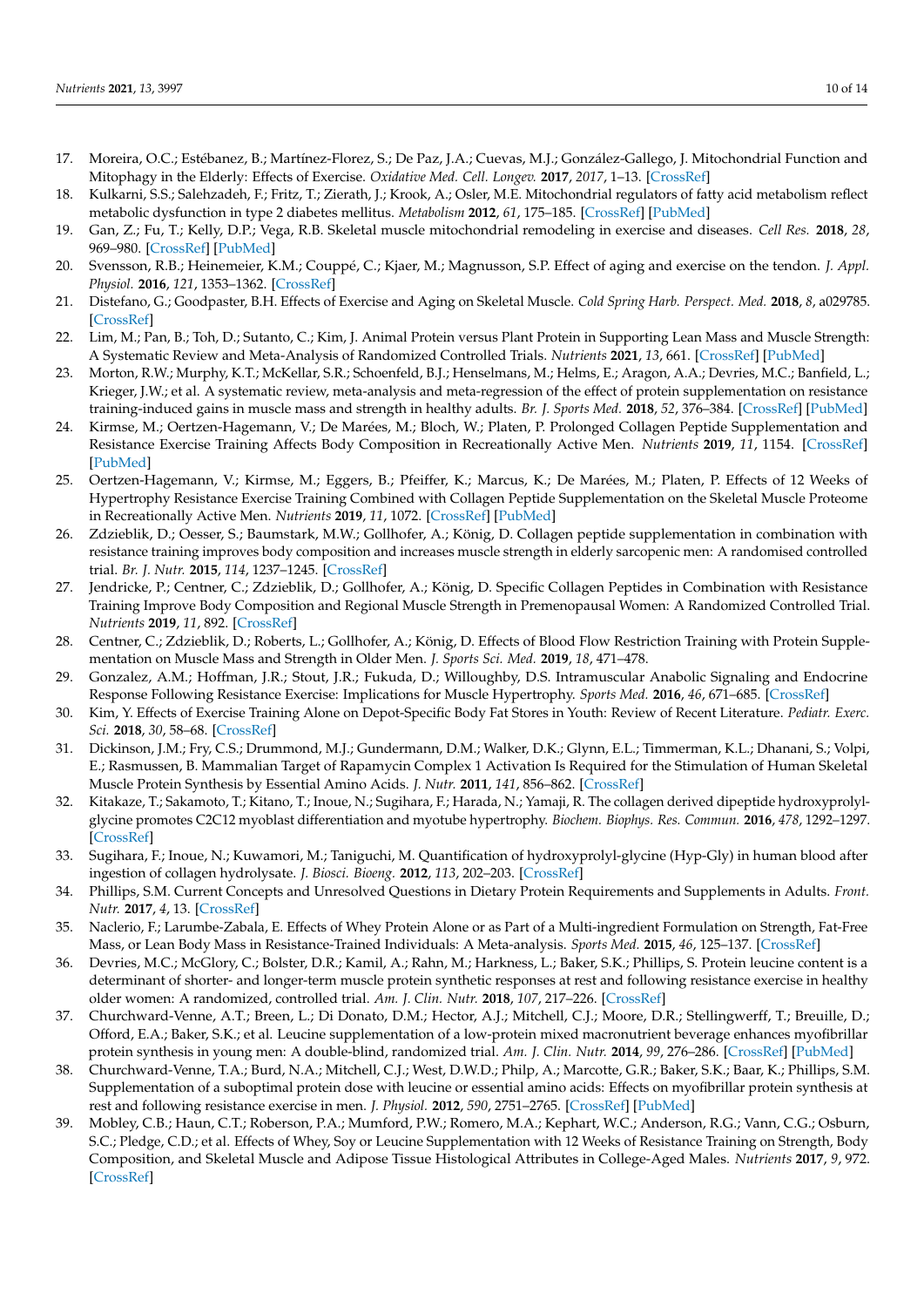17. Moreira, O.C.; Estébanez, B.; Martínez-Florez, S.; De Paz, J.A.; Cuevas, M.J.; González-Gallego, J. Mitochondrial Function and Mitophagy in the Elderly: Effects of Exercise. *Oxidative Med. Cell. Longev.* **2017**, *2017*, 1–13. [CrossRef]
18. Kulkarni, S.S.; Salehzadeh, F.; Fritz, T.; Zierath, J.; Krook, A.; Osler, M.E. Mitochondrial regulators of fatty acid metabolism reflect metabolic dysfunction in type 2 diabetes mellitus. *Metabolism* **2012**, *61*, 175–185. [CrossRef] [PubMed]
19. Gan, Z.; Fu, T.; Kelly, D.P.; Vega, R.B. Skeletal muscle mitochondrial remodeling in exercise and diseases. *Cell Res.* **2018**, *28*, 969–980. [CrossRef] [PubMed]
20. Svensson, R.B.; Heinemeier, K.M.; Couppé, C.; Kjaer, M.; Magnusson, S.P. Effect of aging and exercise on the tendon. *J. Appl. Physiol.* **2016**, *121*, 1353–1362. [CrossRef]
21. Distefano, G.; Goodpaster, B.H. Effects of Exercise and Aging on Skeletal Muscle. *Cold Spring Harb. Perspect. Med.* **2018**, *8*, a029785. [CrossRef]
22. Lim, M.; Pan, B.; Toh, D.; Sutanto, C.; Kim, J. Animal Protein versus Plant Protein in Supporting Lean Mass and Muscle Strength: A Systematic Review and Meta-Analysis of Randomized Controlled Trials. *Nutrients* **2021**, *13*, 661. [CrossRef] [PubMed]
23. Morton, R.W.; Murphy, K.T.; McKellar, S.R.; Schoenfeld, B.J.; Henselmans, M.; Helms, E.; Aragon, A.A.; Devries, M.C.; Banfield, L.; Krieger, J.W.; et al. A systematic review, meta-analysis and meta-regression of the effect of protein supplementation on resistance training-induced gains in muscle mass and strength in healthy adults. *Br. J. Sports Med.* **2018**, *52*, 376–384. [CrossRef] [PubMed]
24. Kirmse, M.; Oertzen-Hagemann, V.; De Marées, M.; Bloch, W.; Platen, P. Prolonged Collagen Peptide Supplementation and Resistance Exercise Training Affects Body Composition in Recreationally Active Men. *Nutrients* **2019**, *11*, 1154. [CrossRef] [PubMed]
25. Oertzen-Hagemann, V.; Kirmse, M.; Eggers, B.; Pfeiffer, K.; Marcus, K.; De Marées, M.; Platen, P. Effects of 12 Weeks of Hypertrophy Resistance Exercise Training Combined with Collagen Peptide Supplementation on the Skeletal Muscle Proteome in Recreationally Active Men. *Nutrients* **2019**, *11*, 1072. [CrossRef] [PubMed]
26. Zdzieblik, D.; Oesser, S.; Baumstark, M.W.; Gollhofer, A.; König, D. Collagen peptide supplementation in combination with resistance training improves body composition and increases muscle strength in elderly sarcopenic men: A randomised controlled trial. *Br. J. Nutr.* **2015**, *114*, 1237–1245. [CrossRef]
27. Jendricke, P.; Centner, C.; Zdzieblik, D.; Gollhofer, A.; König, D. Specific Collagen Peptides in Combination with Resistance Training Improve Body Composition and Regional Muscle Strength in Premenopausal Women: A Randomized Controlled Trial. *Nutrients* **2019**, *11*, 892. [CrossRef]
28. Centner, C.; Zdzieblik, D.; Roberts, L.; Gollhofer, A.; König, D. Effects of Blood Flow Restriction Training with Protein Supplementation on Muscle Mass and Strength in Older Men. *J. Sports Sci. Med.* **2019**, *18*, 471–478.
29. Gonzalez, A.M.; Hoffman, J.R.; Stout, J.R.; Fukuda, D.; Willoughby, D.S. Intramuscular Anabolic Signaling and Endocrine Response Following Resistance Exercise: Implications for Muscle Hypertrophy. *Sports Med.* **2016**, *46*, 671–685. [CrossRef]
30. Kim, Y. Effects of Exercise Training Alone on Depot-Specific Body Fat Stores in Youth: Review of Recent Literature. *Pediatr. Exerc. Sci.* **2018**, *30*, 58–68. [CrossRef]
31. Dickinson, J.M.; Fry, C.S.; Drummond, M.J.; Gundermann, D.M.; Walker, D.K.; Glynn, E.L.; Timmerman, K.L.; Dhanani, S.; Volpi, E.; Rasmussen, B. Mammalian Target of Rapamycin Complex 1 Activation Is Required for the Stimulation of Human Skeletal Muscle Protein Synthesis by Essential Amino Acids. *J. Nutr.* **2015**, *141*, 856–862. [CrossRef]
32. Kitakaze, T.; Sakamoto, T.; Kitano, T.; Inoue, N.; Sugihara, F.; Harada, N.; Yamaji, R. The collagen derived dipeptide hydroxyprolyl-glycine promotes C2C12 myoblast differentiation and myotube hypertrophy. *Biochem. Biophys. Res. Commun.* **2016**, *478*, 1292–1297. [CrossRef]
33. Sugihara, F.; Inoue, N.; Kuwamori, M.; Taniguchi, M. Quantification of hydroxyprolyl-glycine (Hyp-Gly) in human blood after ingestion of collagen hydrolysate. *J. Biosci. Bioeng.* **2012**, *113*, 202–203. [CrossRef]
34. Phillips, S.M. Current Concepts and Unresolved Questions in Dietary Protein Requirements and Supplements in Adults. *Front. Nutr.* **2017**, *4*, 13. [CrossRef]
35. Naclerio, F.; Larumbe-Zabala, E. Effects of Whey Protein Alone or as Part of a Multi-ingredient Formulation on Strength, Fat-Free Mass, or Lean Body Mass in Resistance-Trained Individuals: A Meta-analysis. *Sports Med.* **2015**, *46*, 125–137. [CrossRef]
36. Devries, M.C.; McGlory, C.; Bolster, D.R.; Kamil, A.; Rahn, M.; Harkness, L.; Baker, S.K.; Phillips, S. Protein leucine content is a determinant of shorter- and longer-term muscle protein synthetic responses at rest and following resistance exercise in healthy older women: A randomized, controlled trial. *Am. J. Clin. Nutr.* **2018**, *107*, 217–226. [CrossRef]
37. Churchward-Venne, A.T.; Breen, L.; Di Donato, D.M.; Hector, A.J.; Mitchell, C.J.; Moore, D.R.; Stellingwerff, T.; Breuille, D.; Offord, E.A.; Baker, S.K.; et al. Leucine supplementation of a low-protein mixed macronutrient beverage enhances myofibrillar protein synthesis in young men: A double-blind, randomized trial. *Am. J. Clin. Nutr.* **2014**, *99*, 276–286. [CrossRef] [PubMed]
38. Churchward-Venne, T.A.; Burd, N.A.; Mitchell, C.J.; West, D.W.D.; Philp, A.; Marcotte, G.R.; Baker, S.K.; Baar, K.; Phillips, S.M. Supplementation of a suboptimal protein dose with leucine or essential amino acids: Effects on myofibrillar protein synthesis at rest and following resistance exercise in men. *J. Physiol.* **2012**, *590*, 2751–2765. [CrossRef] [PubMed]
39. Mobley, C.B.; Haun, C.T.; Roberson, P.A.; Mumford, P.W.; Romero, M.A.; Kephart, W.C.; Anderson, R.G.; Vann, C.G.; Osburn, S.C.; Pledge, C.D.; et al. Effects of Whey, Soy or Leucine Supplementation with 12 Weeks of Resistance Training on Strength, Body Composition, and Skeletal Muscle and Adipose Tissue Histological Attributes in College-Aged Males. *Nutrients* **2017**, *9*, 972. [CrossRef]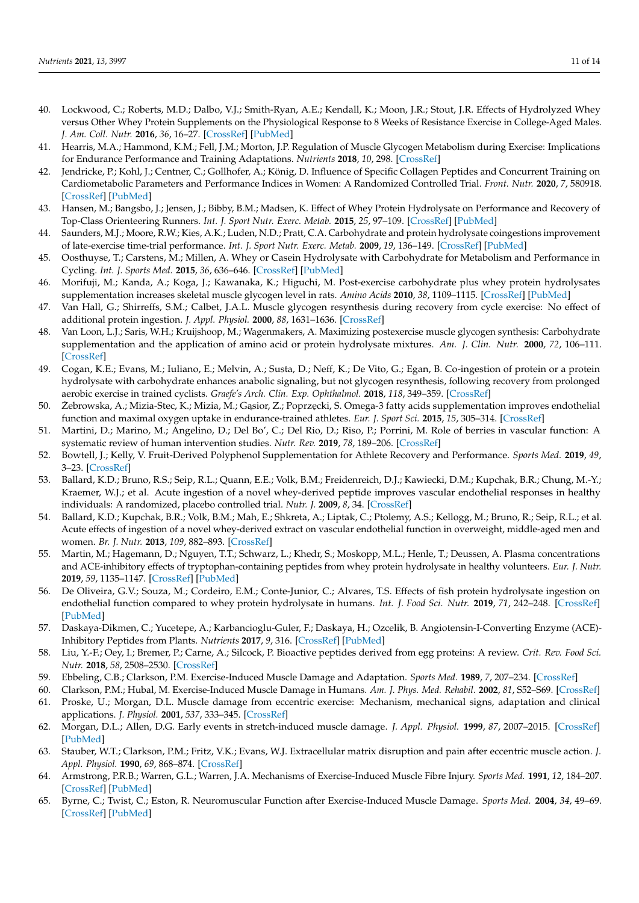40. Lockwood, C.; Roberts, M.D.; Dalbo, V.J.; Smith-Ryan, A.E.; Kendall, K.; Moon, J.R.; Stout, J.R. Effects of Hydrolyzed Whey versus Other Whey Protein Supplements on the Physiological Response to 8 Weeks of Resistance Exercise in College-Aged Males. *J. Am. Coll. Nutr.* **2016**, *36*, 16–27. [CrossRef] [PubMed]
41. Hearris, M.A.; Hammond, K.M.; Fell, J.M.; Morton, J.P. Regulation of Muscle Glycogen Metabolism during Exercise: Implications for Endurance Performance and Training Adaptations. *Nutrients* **2018**, *10*, 298. [CrossRef]
42. Jendricke, P.; Kohl, J.; Centner, C.; Gollhofer, A.; König, D. Influence of Specific Collagen Peptides and Concurrent Training on Cardiometabolic Parameters and Performance Indices in Women: A Randomized Controlled Trial. *Front. Nutr.* **2020**, *7*, 580918. [CrossRef] [PubMed]
43. Hansen, M.; Bangsbo, J.; Jensen, J.; Bibby, B.M.; Madsen, K. Effect of Whey Protein Hydrolysate on Performance and Recovery of Top-Class Orienteering Runners. *Int. J. Sport Nutr. Exerc. Metab.* **2015**, *25*, 97–109. [CrossRef] [PubMed]
44. Saunders, M.J.; Moore, R.W.; Kies, A.K.; Luden, N.D.; Pratt, C.A. Carbohydrate and protein hydrolysate coingestions improvement of late-exercise time-trial performance. *Int. J. Sport Nutr. Exerc. Metab.* **2009**, *19*, 136–149. [CrossRef] [PubMed]
45. Oosthuyse, T.; Carstens, M.; Millen, A. Whey or Casein Hydrolysate with Carbohydrate for Metabolism and Performance in Cycling. *Int. J. Sports Med.* **2015**, *36*, 636–646. [CrossRef] [PubMed]
46. Morifuji, M.; Kanda, A.; Koga, J.; Kawanaka, K.; Higuchi, M. Post-exercise carbohydrate plus whey protein hydrolysates supplementation increases skeletal muscle glycogen level in rats. *Amino Acids* **2010**, *38*, 1109–1115. [CrossRef] [PubMed]
47. Van Hall, G.; Shirreffs, S.M.; Calbet, J.A.L. Muscle glycogen resynthesis during recovery from cycle exercise: No effect of additional protein ingestion. *J. Appl. Physiol.* **2000**, *88*, 1631–1636. [CrossRef]
48. Van Loon, L.J.; Saris, W.H.; Kruijshoop, M.; Wagenmakers, A. Maximizing postexercise muscle glycogen synthesis: Carbohydrate supplementation and the application of amino acid or protein hydrolysate mixtures. *Am. J. Clin. Nutr.* **2000**, *72*, 106–111. [CrossRef]
49. Cogan, K.E.; Evans, M.; Iuliano, E.; Melvin, A.; Susta, D.; Neff, K.; De Vito, G.; Egan, B. Co-ingestion of protein or a protein hydrolysate with carbohydrate enhances anabolic signaling, but not glycogen resynthesis, following recovery from prolonged aerobic exercise in trained cyclists. *Graefe's Arch. Clin. Exp. Ophthalmol.* **2018**, *118*, 349–359. [CrossRef]
50. Żebrowska, A.; Mizia-Stec, K.; Mizia, M.; Gąsior, Z.; Poprzęcki, S. Omega-3 fatty acids supplementation improves endothelial function and maximal oxygen uptake in endurance-trained athletes. *Eur. J. Sport Sci.* **2015**, *15*, 305–314. [CrossRef]
51. Martini, D.; Marino, M.; Angelino, D.; Del Bo', C.; Del Rio, D.; Riso, P.; Porrini, M. Role of berries in vascular function: A systematic review of human intervention studies. *Nutr. Rev.* **2019**, *78*, 189–206. [CrossRef]
52. Bowtell, J.; Kelly, V. Fruit-Derived Polyphenol Supplementation for Athlete Recovery and Performance. *Sports Med.* **2019**, *49*, 3–23. [CrossRef]
53. Ballard, K.D.; Bruno, R.S.; Seip, R.L.; Quann, E.E.; Volk, B.M.; Freidenreich, D.J.; Kawiecki, D.M.; Kupchak, B.R.; Chung, M.-Y.; Kraemer, W.J.; et al. Acute ingestion of a novel whey-derived peptide improves vascular endothelial responses in healthy individuals: A randomized, placebo controlled trial. *Nutr. J.* **2009**, *8*, 34. [CrossRef]
54. Ballard, K.D.; Kupchak, B.R.; Volk, B.M.; Mah, E.; Shkreta, A.; Liptak, C.; Ptolemy, A.S.; Kellogg, M.; Bruno, R.; Seip, R.L.; et al. Acute effects of ingestion of a novel whey-derived extract on vascular endothelial function in overweight, middle-aged men and women. *Br. J. Nutr.* **2013**, *109*, 882–893. [CrossRef]
55. Martin, M.; Hagemann, D.; Nguyen, T.T.; Schwarz, L.; Khedr, S.; Moskopp, M.L.; Henle, T.; Deussen, A. Plasma concentrations and ACE-inhibitory effects of tryptophan-containing peptides from whey protein hydrolysate in healthy volunteers. *Eur. J. Nutr.* **2019**, *59*, 1135–1147. [CrossRef] [PubMed]
56. De Oliveira, G.V.; Souza, M.; Cordeiro, E.M.; Conte-Junior, C.; Alvares, T.S. Effects of fish protein hydrolysate ingestion on endothelial function compared to whey protein hydrolysate in humans. *Int. J. Food Sci. Nutr.* **2019**, *71*, 242–248. [CrossRef] [PubMed]
57. Daskaya-Dikmen, C.; Yucetepe, A.; Karbancioglu-Guler, F.; Daskaya, H.; Ozcelik, B. Angiotensin-I-Converting Enzyme (ACE)-Inhibitory Peptides from Plants. *Nutrients* **2017**, *9*, 316. [CrossRef] [PubMed]
58. Liu, Y.-F.; Oey, I.; Bremer, P.; Carne, A.; Silcock, P. Bioactive peptides derived from egg proteins: A review. *Crit. Rev. Food Sci. Nutr.* **2018**, *58*, 2508–2530. [CrossRef]
59. Ebbeling, C.B.; Clarkson, P.M. Exercise-Induced Muscle Damage and Adaptation. *Sports Med.* **1989**, *7*, 207–234. [CrossRef]
60. Clarkson, P.M.; Hubal, M. Exercise-Induced Muscle Damage in Humans. *Am. J. Phys. Med. Rehabil.* **2002**, *81*, S52–S69. [CrossRef]
61. Proske, U.; Morgan, D.L. Muscle damage from eccentric exercise: Mechanism, mechanical signs, adaptation and clinical applications. *J. Physiol.* **2001**, *537*, 333–345. [CrossRef]
62. Morgan, D.L.; Allen, D.G. Early events in stretch-induced muscle damage. *J. Appl. Physiol.* **1999**, *87*, 2007–2015. [CrossRef] [PubMed]
63. Stauber, W.T.; Clarkson, P.M.; Fritz, V.K.; Evans, W.J. Extracellular matrix disruption and pain after eccentric muscle action. *J. Appl. Physiol.* **1990**, *69*, 868–874. [CrossRef]
64. Armstrong, P.R.B.; Warren, G.L.; Warren, J.A. Mechanisms of Exercise-Induced Muscle Fibre Injury. *Sports Med.* **1991**, *12*, 184–207. [CrossRef] [PubMed]
65. Byrne, C.; Twist, C.; Eston, R. Neuromuscular Function after Exercise-Induced Muscle Damage. *Sports Med.* **2004**, *34*, 49–69. [CrossRef] [PubMed]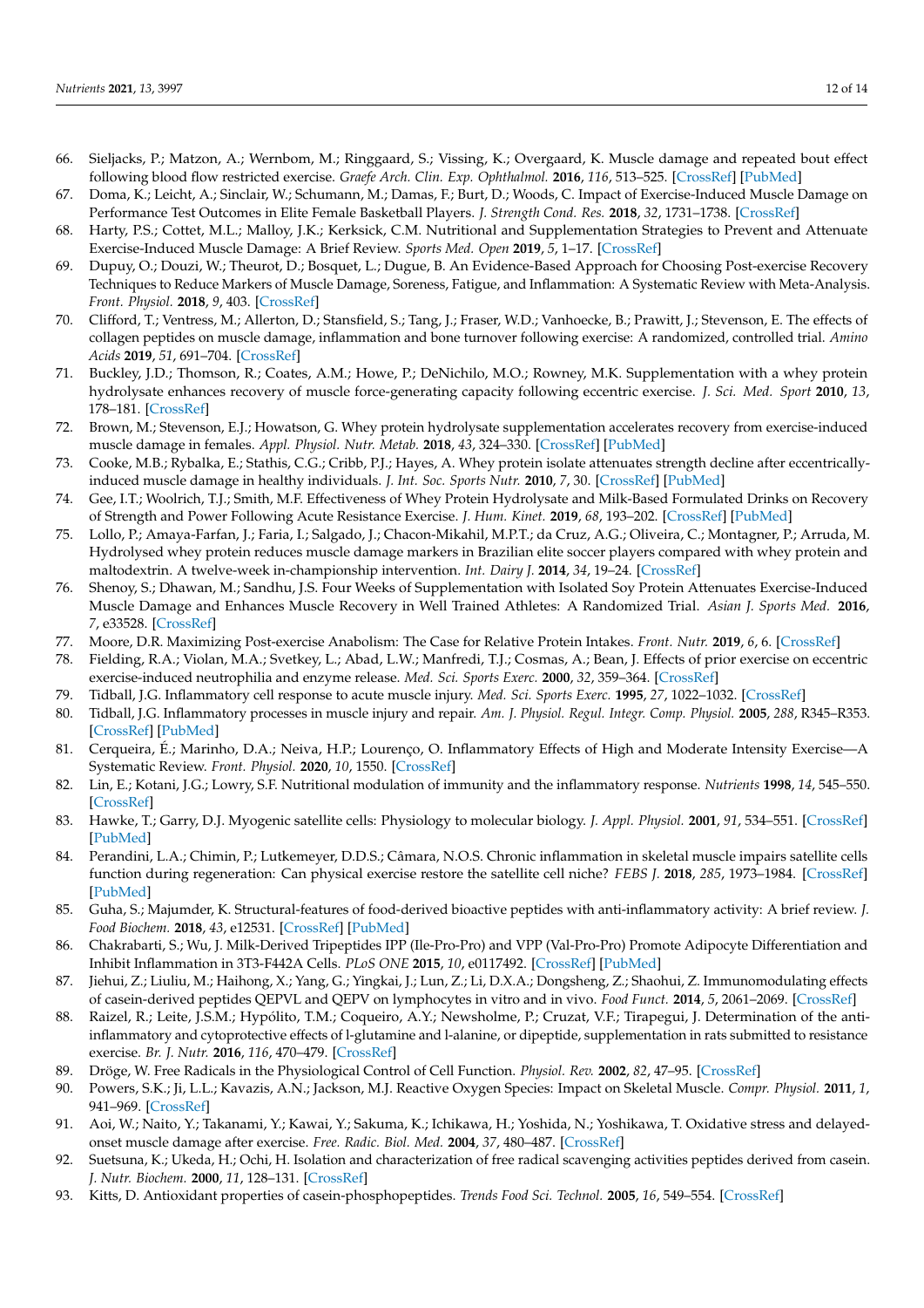66. Sieljacks, P.; Matzon, A.; Wernbom, M.; Ringgaard, S.; Vissing, K.; Overgaard, K. Muscle damage and repeated bout effect following blood flow restricted exercise. *Graefe Arch. Clin. Exp. Ophthalmol.* **2016**, *116*, 513–525. [CrossRef] [PubMed]
67. Doma, K.; Leicht, A.; Sinclair, W.; Schumann, M.; Damas, F.; Burt, D.; Woods, C. Impact of Exercise-Induced Muscle Damage on Performance Test Outcomes in Elite Female Basketball Players. *J. Strength Cond. Res.* **2018**, *32*, 1731–1738. [CrossRef]
68. Harty, P.S.; Cottet, M.L.; Malloy, J.K.; Kerksick, C.M. Nutritional and Supplementation Strategies to Prevent and Attenuate Exercise-Induced Muscle Damage: A Brief Review. *Sports Med. Open* **2019**, *5*, 1–17. [CrossRef]
69. Dupuy, O.; Douzi, W.; Theurot, D.; Bosquet, L.; Dugue, B. An Evidence-Based Approach for Choosing Post-exercise Recovery Techniques to Reduce Markers of Muscle Damage, Soreness, Fatigue, and Inflammation: A Systematic Review with Meta-Analysis. *Front. Physiol.* **2018**, *9*, 403. [CrossRef]
70. Clifford, T.; Ventress, M.; Allerton, D.; Stansfield, S.; Tang, J.; Fraser, W.D.; Vanhoecke, B.; Prawitt, J.; Stevenson, E. The effects of collagen peptides on muscle damage, inflammation and bone turnover following exercise: A randomized, controlled trial. *Amino Acids* **2019**, *51*, 691–704. [CrossRef]
71. Buckley, J.D.; Thomson, R.; Coates, A.M.; Howe, P.; DeNichilo, M.O.; Rowney, M.K. Supplementation with a whey protein hydrolysate enhances recovery of muscle force-generating capacity following eccentric exercise. *J. Sci. Med. Sport* **2010**, *13*, 178–181. [CrossRef]
72. Brown, M.; Stevenson, E.J.; Howatson, G. Whey protein hydrolysate supplementation accelerates recovery from exercise-induced muscle damage in females. *Appl. Physiol. Nutr. Metab.* **2018**, *43*, 324–330. [CrossRef] [PubMed]
73. Cooke, M.B.; Rybalka, E.; Stathis, C.G.; Cribb, P.J.; Hayes, A. Whey protein isolate attenuates strength decline after eccentrically-induced muscle damage in healthy individuals. *J. Int. Soc. Sports Nutr.* **2010**, *7*, 30. [CrossRef] [PubMed]
74. Gee, I.T.; Woolrich, T.J.; Smith, M.F. Effectiveness of Whey Protein Hydrolysate and Milk-Based Formulated Drinks on Recovery of Strength and Power Following Acute Resistance Exercise. *J. Hum. Kinet.* **2019**, *68*, 193–202. [CrossRef] [PubMed]
75. Lollo, P.; Amaya-Farfan, J.; Faria, I.; Salgado, J.; Chacon-Mikahil, M.P.T.; da Cruz, A.G.; Oliveira, C.; Montagner, P.; Arruda, M. Hydrolysed whey protein reduces muscle damage markers in Brazilian elite soccer players compared with whey protein and maltodextrin. A twelve-week in-championship intervention. *Int. Dairy J.* **2014**, *34*, 19–24. [CrossRef]
76. Shenoy, S.; Dhawan, M.; Sandhu, J.S. Four Weeks of Supplementation with Isolated Soy Protein Attenuates Exercise-Induced Muscle Damage and Enhances Muscle Recovery in Well Trained Athletes: A Randomized Trial. *Asian J. Sports Med.* **2016**, *7*, e33528. [CrossRef]
77. Moore, D.R. Maximizing Post-exercise Anabolism: The Case for Relative Protein Intakes. *Front. Nutr.* **2019**, *6*, 6. [CrossRef]
78. Fielding, R.A.; Violan, M.A.; Svetkey, L.; Abad, L.W.; Manfredi, T.J.; Cosmas, A.; Bean, J. Effects of prior exercise on eccentric exercise-induced neutrophilia and enzyme release. *Med. Sci. Sports Exerc.* **2000**, *32*, 359–364. [CrossRef]
79. Tidball, J.G. Inflammatory cell response to acute muscle injury. *Med. Sci. Sports Exerc.* **1995**, *27*, 1022–1032. [CrossRef]
80. Tidball, J.G. Inflammatory processes in muscle injury and repair. *Am. J. Physiol. Regul. Integr. Comp. Physiol.* **2005**, *288*, R345–R353. [CrossRef] [PubMed]
81. Cerqueira, É.; Marinho, D.A.; Neiva, H.P.; Lourenço, O. Inflammatory Effects of High and Moderate Intensity Exercise—A Systematic Review. *Front. Physiol.* **2020**, *10*, 1550. [CrossRef]
82. Lin, E.; Kotani, J.G.; Lowry, S.F. Nutritional modulation of immunity and the inflammatory response. *Nutrients* **1998**, *14*, 545–550. [CrossRef]
83. Hawke, T.; Garry, D.J. Myogenic satellite cells: Physiology to molecular biology. *J. Appl. Physiol.* **2001**, *91*, 534–551. [CrossRef] [PubMed]
84. Perandini, L.A.; Chimin, P.; Lutkemeyer, D.D.S.; Câmara, N.O.S. Chronic inflammation in skeletal muscle impairs satellite cells function during regeneration: Can physical exercise restore the satellite cell niche? *FEBS J.* **2018**, *285*, 1973–1984. [CrossRef] [PubMed]
85. Guha, S.; Majumder, K. Structural-features of food-derived bioactive peptides with anti-inflammatory activity: A brief review. *J. Food Biochem.* **2018**, *43*, e12531. [CrossRef] [PubMed]
86. Chakrabarti, S.; Wu, J. Milk-Derived Tripeptides IPP (Ile-Pro-Pro) and VPP (Val-Pro-Pro) Promote Adipocyte Differentiation and Inhibit Inflammation in 3T3-F442A Cells. *PLoS ONE* **2015**, *10*, e0117492. [CrossRef] [PubMed]
87. Jiehui, Z.; Liuliu, M.; Haihong, X.; Yang, G.; Yingkai, J.; Lun, Z.; Li, D.X.A.; Dongsheng, Z.; Shaohui, Z. Immunomodulating effects of casein-derived peptides QEPVL and QEPV on lymphocytes in vitro and in vivo. *Food Funct.* **2014**, *5*, 2061–2069. [CrossRef]
88. Raizel, R.; Leite, J.S.M.; Hypólito, T.M.; Coqueiro, A.Y.; Newsholme, P.; Cruzat, V.F.; Tirapegui, J. Determination of the anti-inflammatory and cytoprotective effects of l-glutamine and l-alanine, or dipeptide, supplementation in rats submitted to resistance exercise. *Br. J. Nutr.* **2016**, *116*, 470–479. [CrossRef]
89. Dröge, W. Free Radicals in the Physiological Control of Cell Function. *Physiol. Rev.* **2002**, *82*, 47–95. [CrossRef]
90. Powers, S.K.; Ji, L.L.; Kavazis, A.N.; Jackson, M.J. Reactive Oxygen Species: Impact on Skeletal Muscle. *Compr. Physiol.* **2011**, *1*, 941–969. [CrossRef]
91. Aoi, W.; Naito, Y.; Takanami, Y.; Kawai, Y.; Sakuma, K.; Ichikawa, H.; Yoshida, N.; Yoshikawa, T. Oxidative stress and delayed-onset muscle damage after exercise. *Free. Radic. Biol. Med.* **2004**, *37*, 480–487. [CrossRef]
92. Suetsuna, K.; Ukeda, H.; Ochi, H. Isolation and characterization of free radical scavenging activities peptides derived from casein. *J. Nutr. Biochem.* **2000**, *11*, 128–131. [CrossRef]
93. Kitts, D. Antioxidant properties of casein-phosphopeptides. *Trends Food Sci. Technol.* **2005**, *16*, 549–554. [CrossRef]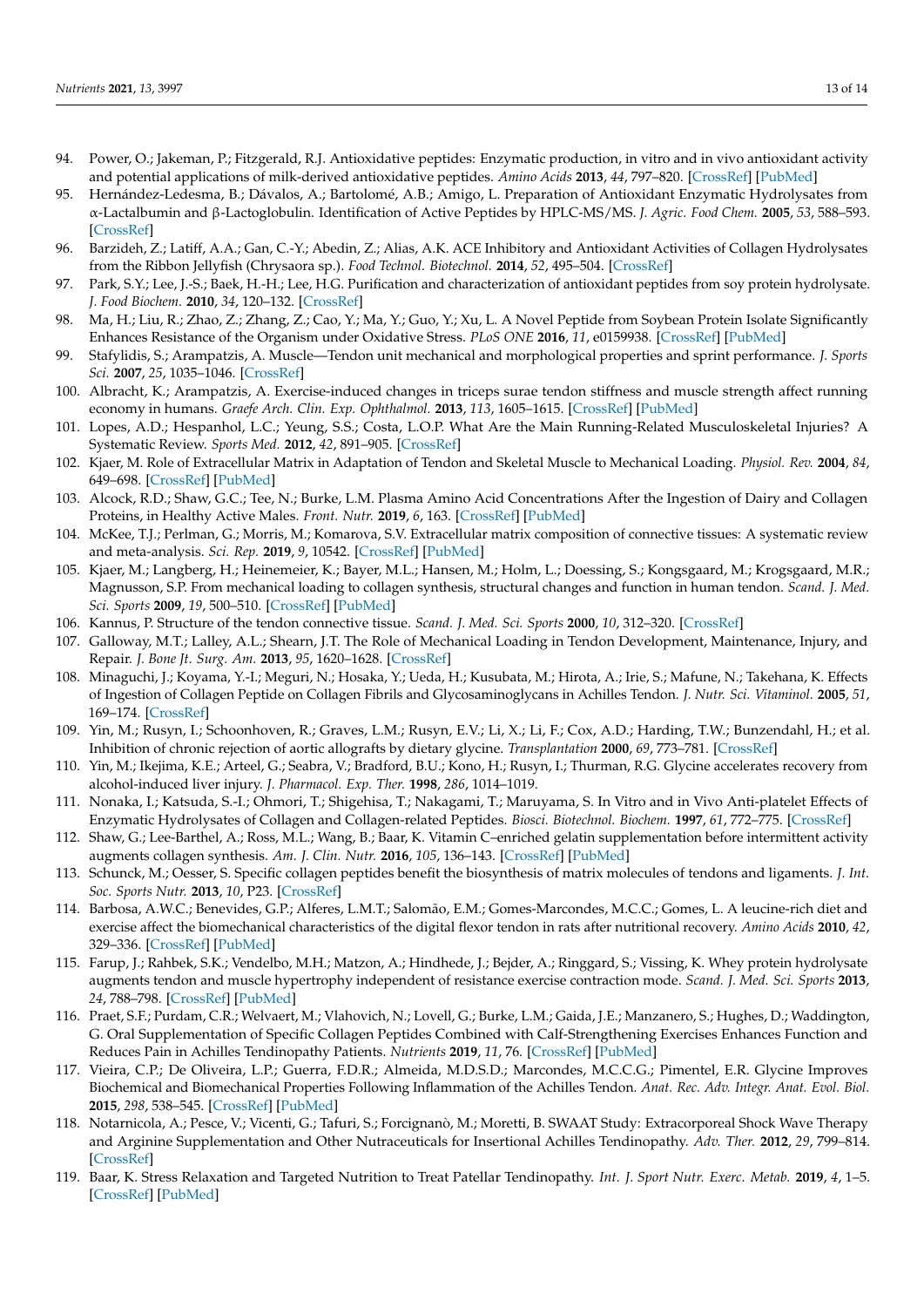94. Power, O.; Jakeman, P.; Fitzgerald, R.J. Antioxidative peptides: Enzymatic production, in vitro and in vivo antioxidant activity and potential applications of milk-derived antioxidative peptides. *Amino Acids* **2013**, *44*, 797–820. [CrossRef] [PubMed]
95. Hernández-Ledesma, B.; Dávalos, A.; Bartolomé, A.B.; Amigo, L. Preparation of Antioxidant Enzymatic Hydrolysates from α-Lactalbumin and β-Lactoglobulin. Identification of Active Peptides by HPLC-MS/MS. *J. Agric. Food Chem.* **2005**, *53*, 588–593. [CrossRef]
96. Barzideh, Z.; Latiff, A.A.; Gan, C.-Y.; Abedin, Z.; Alias, A.K. ACE Inhibitory and Antioxidant Activities of Collagen Hydrolysates from the Ribbon Jellyfish (Chrysaora sp.). *Food Technol. Biotechnol.* **2014**, *52*, 495–504. [CrossRef]
97. Park, S.Y.; Lee, J.-S.; Baek, H.-H.; Lee, H.G. Purification and characterization of antioxidant peptides from soy protein hydrolysate. *J. Food Biochem.* **2010**, *34*, 120–132. [CrossRef]
98. Ma, H.; Liu, R.; Zhao, Z.; Zhang, Z.; Cao, Y.; Ma, Y.; Guo, Y.; Xu, L. A Novel Peptide from Soybean Protein Isolate Significantly Enhances Resistance of the Organism under Oxidative Stress. *PLoS ONE* **2016**, *11*, e0159938. [CrossRef] [PubMed]
99. Stafylidis, S.; Arampatzis, A. Muscle—Tendon unit mechanical and morphological properties and sprint performance. *J. Sports Sci.* **2007**, *25*, 1035–1046. [CrossRef]
100. Albracht, K.; Arampatzis, A. Exercise-induced changes in triceps surae tendon stiffness and muscle strength affect running economy in humans. *Graefe Arch. Clin. Exp. Ophthalmol.* **2013**, *113*, 1605–1615. [CrossRef] [PubMed]
101. Lopes, A.D.; Hespanhol, L.C.; Yeung, S.S.; Costa, L.O.P. What Are the Main Running-Related Musculoskeletal Injuries? A Systematic Review. *Sports Med.* **2012**, *42*, 891–905. [CrossRef]
102. Kjaer, M. Role of Extracellular Matrix in Adaptation of Tendon and Skeletal Muscle to Mechanical Loading. *Physiol. Rev.* **2004**, *84*, 649–698. [CrossRef] [PubMed]
103. Alcock, R.D.; Shaw, G.C.; Tee, N.; Burke, L.M. Plasma Amino Acid Concentrations After the Ingestion of Dairy and Collagen Proteins, in Healthy Active Males. *Front. Nutr.* **2019**, *6*, 163. [CrossRef] [PubMed]
104. McKee, T.J.; Perlman, G.; Morris, M.; Komarova, S.V. Extracellular matrix composition of connective tissues: A systematic review and meta-analysis. *Sci. Rep.* **2019**, *9*, 10542. [CrossRef] [PubMed]
105. Kjaer, M.; Langberg, H.; Heinemeier, K.; Bayer, M.L.; Hansen, M.; Holm, L.; Doessing, S.; Kongsgaard, M.; Krogsgaard, M.R.; Magnusson, S.P. From mechanical loading to collagen synthesis, structural changes and function in human tendon. *Scand. J. Med. Sci. Sports* **2009**, *19*, 500–510. [CrossRef] [PubMed]
106. Kannus, P. Structure of the tendon connective tissue. *Scand. J. Med. Sci. Sports* **2000**, *10*, 312–320. [CrossRef]
107. Galloway, M.T.; Lalley, A.L.; Shearn, J.T. The Role of Mechanical Loading in Tendon Development, Maintenance, Injury, and Repair. *J. Bone Jt. Surg. Am.* **2013**, *95*, 1620–1628. [CrossRef]
108. Minaguchi, J.; Koyama, Y.-I.; Meguri, N.; Hosaka, Y.; Ueda, H.; Kusubata, M.; Hirota, A.; Irie, S.; Mafune, N.; Takehana, K. Effects of Ingestion of Collagen Peptide on Collagen Fibrils and Glycosaminoglycans in Achilles Tendon. *J. Nutr. Sci. Vitaminol.* **2005**, *51*, 169–174. [CrossRef]
109. Yin, M.; Rusyn, I.; Schoonhoven, R.; Graves, L.M.; Rusyn, E.V.; Li, X.; Li, F.; Cox, A.D.; Harding, T.W.; Bunzendahl, H.; et al. Inhibition of chronic rejection of aortic allografts by dietary glycine. *Transplantation* **2000**, *69*, 773–781. [CrossRef]
110. Yin, M.; Ikejima, K.E.; Arteel, G.; Seabra, V.; Bradford, B.U.; Kono, H.; Rusyn, I.; Thurman, R.G. Glycine accelerates recovery from alcohol-induced liver injury. *J. Pharmacol. Exp. Ther.* **1998**, *286*, 1014–1019.
111. Nonaka, I.; Katsuda, S.-I.; Ohmori, T.; Shigehisa, T.; Nakagami, T.; Maruyama, S. In Vitro and in Vivo Anti-platelet Effects of Enzymatic Hydrolysates of Collagen and Collagen-related Peptides. *Biosci. Biotechnol. Biochem.* **1997**, *61*, 772–775. [CrossRef]
112. Shaw, G.; Lee-Barthel, A.; Ross, M.L.; Wang, B.; Baar, K. Vitamin C–enriched gelatin supplementation before intermittent activity augments collagen synthesis. *Am. J. Clin. Nutr.* **2016**, *105*, 136–143. [CrossRef] [PubMed]
113. Schunck, M.; Oesser, S. Specific collagen peptides benefit the biosynthesis of matrix molecules of tendons and ligaments. *J. Int. Soc. Sports Nutr.* **2013**, *10*, P23. [CrossRef]
114. Barbosa, A.W.C.; Benevides, G.P.; Alferes, L.M.T.; Salomão, E.M.; Gomes-Marcondes, M.C.C.; Gomes, L. A leucine-rich diet and exercise affect the biomechanical characteristics of the digital flexor tendon in rats after nutritional recovery. *Amino Acids* **2010**, *42*, 329–336. [CrossRef] [PubMed]
115. Farup, J.; Rahbek, S.K.; Vendelbo, M.H.; Matzon, A.; Hindhede, J.; Bejder, A.; Ringgard, S.; Vissing, K. Whey protein hydrolysate augments tendon and muscle hypertrophy independent of resistance exercise contraction mode. *Scand. J. Med. Sci. Sports* **2013**, *24*, 788–798. [CrossRef] [PubMed]
116. Praet, S.F.; Purdam, C.R.; Welvaert, M.; Vlahovich, N.; Lovell, G.; Burke, L.M.; Gaida, J.E.; Manzanero, S.; Hughes, D.; Waddington, G. Oral Supplementation of Specific Collagen Peptides Combined with Calf-Strengthening Exercises Enhances Function and Reduces Pain in Achilles Tendinopathy Patients. *Nutrients* **2019**, *11*, 76. [CrossRef] [PubMed]
117. Vieira, C.P.; De Oliveira, L.P.; Guerra, F.D.R.; Almeida, M.D.S.D.; Marcondes, M.C.C.G.; Pimentel, E.R. Glycine Improves Biochemical and Biomechanical Properties Following Inflammation of the Achilles Tendon. *Anat. Rec. Adv. Integr. Anat. Evol. Biol.* **2015**, *298*, 538–545. [CrossRef] [PubMed]
118. Notarnicola, A.; Pesce, V.; Vicenti, G.; Tafuri, S.; Forcignanò, M.; Moretti, B. SWAAT Study: Extracorporeal Shock Wave Therapy and Arginine Supplementation and Other Nutraceuticals for Insertional Achilles Tendinopathy. *Adv. Ther.* **2012**, *29*, 799–814. [CrossRef]
119. Baar, K. Stress Relaxation and Targeted Nutrition to Treat Patellar Tendinopathy. *Int. J. Sport Nutr. Exerc. Metab.* **2019**, *4*, 1–5. [CrossRef] [PubMed]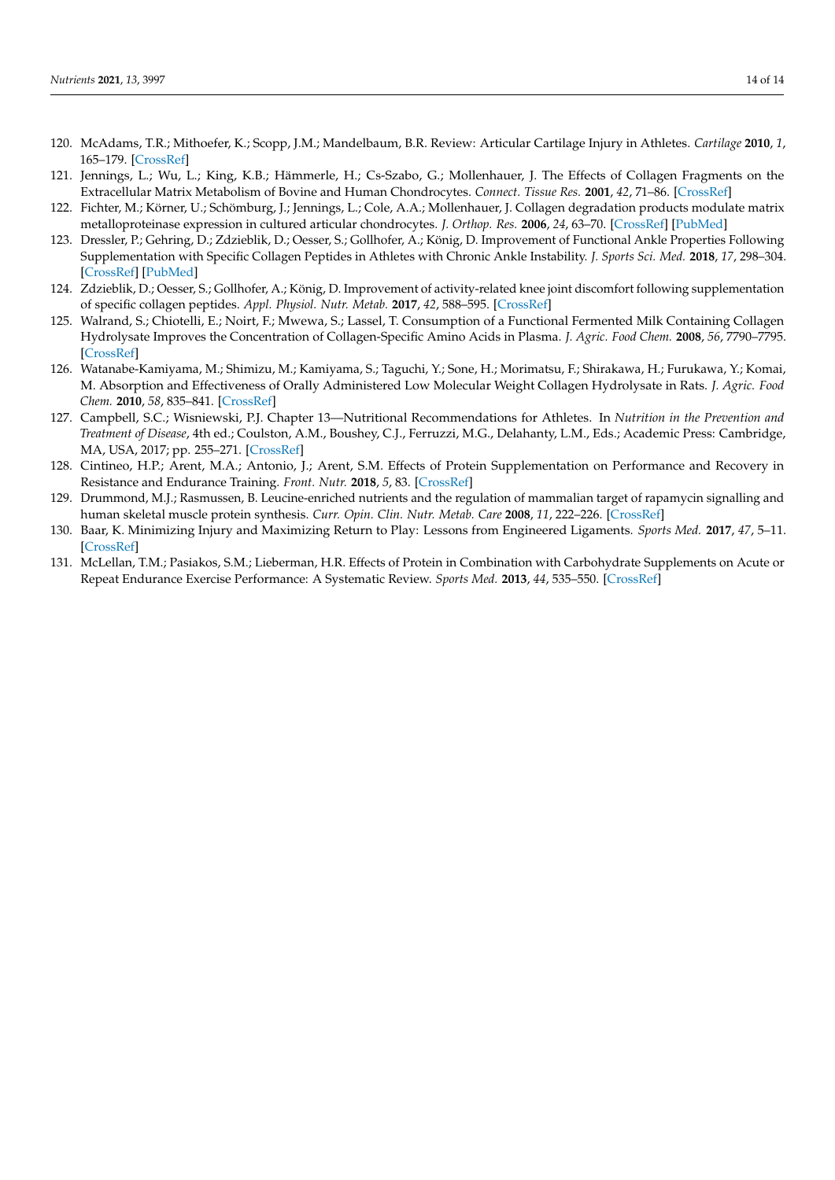120. McAdams, T.R.; Mithoefer, K.; Scopp, J.M.; Mandelbaum, B.R. Review: Articular Cartilage Injury in Athletes. *Cartilage* **2010**, *1*, 165–179. [CrossRef]
121. Jennings, L.; Wu, L.; King, K.B.; Hämmerle, H.; Cs-Szabo, G.; Mollenhauer, J. The Effects of Collagen Fragments on the Extracellular Matrix Metabolism of Bovine and Human Chondrocytes. *Connect. Tissue Res.* **2001**, *42*, 71–86. [CrossRef]
122. Fichter, M.; Körner, U.; Schömburg, J.; Jennings, L.; Cole, A.A.; Mollenhauer, J. Collagen degradation products modulate matrix metalloproteinase expression in cultured articular chondrocytes. *J. Orthop. Res.* **2006**, *24*, 63–70. [CrossRef] [PubMed]
123. Dressler, P.; Gehring, D.; Zdzieblik, D.; Oesser, S.; Gollhofer, A.; König, D. Improvement of Functional Ankle Properties Following Supplementation with Specific Collagen Peptides in Athletes with Chronic Ankle Instability. *J. Sports Sci. Med.* **2018**, *17*, 298–304. [CrossRef] [PubMed]
124. Zdzieblik, D.; Oesser, S.; Gollhofer, A.; König, D. Improvement of activity-related knee joint discomfort following supplementation of specific collagen peptides. *Appl. Physiol. Nutr. Metab.* **2017**, *42*, 588–595. [CrossRef]
125. Walrand, S.; Chiotelli, E.; Noirt, F.; Mwewa, S.; Lassel, T. Consumption of a Functional Fermented Milk Containing Collagen Hydrolysate Improves the Concentration of Collagen-Specific Amino Acids in Plasma. *J. Agric. Food Chem.* **2008**, *56*, 7790–7795. [CrossRef]
126. Watanabe-Kamiyama, M.; Shimizu, M.; Kamiyama, S.; Taguchi, Y.; Sone, H.; Morimatsu, F.; Shirakawa, H.; Furukawa, Y.; Komai, M. Absorption and Effectiveness of Orally Administered Low Molecular Weight Collagen Hydrolysate in Rats. *J. Agric. Food Chem.* **2010**, *58*, 835–841. [CrossRef]
127. Campbell, S.C.; Wisniewski, P.J. Chapter 13—Nutritional Recommendations for Athletes. In *Nutrition in the Prevention and Treatment of Disease*, 4th ed.; Coulston, A.M., Boushey, C.J., Ferruzzi, M.G., Delahanty, L.M., Eds.; Academic Press: Cambridge, MA, USA, 2017; pp. 255–271. [CrossRef]
128. Cintineo, H.P.; Arent, M.A.; Antonio, J.; Arent, S.M. Effects of Protein Supplementation on Performance and Recovery in Resistance and Endurance Training. *Front. Nutr.* **2018**, *5*, 83. [CrossRef]
129. Drummond, M.J.; Rasmussen, B. Leucine-enriched nutrients and the regulation of mammalian target of rapamycin signalling and human skeletal muscle protein synthesis. *Curr. Opin. Clin. Nutr. Metab. Care* **2008**, *11*, 222–226. [CrossRef]
130. Baar, K. Minimizing Injury and Maximizing Return to Play: Lessons from Engineered Ligaments. *Sports Med.* **2017**, *47*, 5–11. [CrossRef]
131. McLellan, T.M.; Pasiakos, S.M.; Lieberman, H.R. Effects of Protein in Combination with Carbohydrate Supplements on Acute or Repeat Endurance Exercise Performance: A Systematic Review. *Sports Med.* **2013**, *44*, 535–550. [CrossRef]